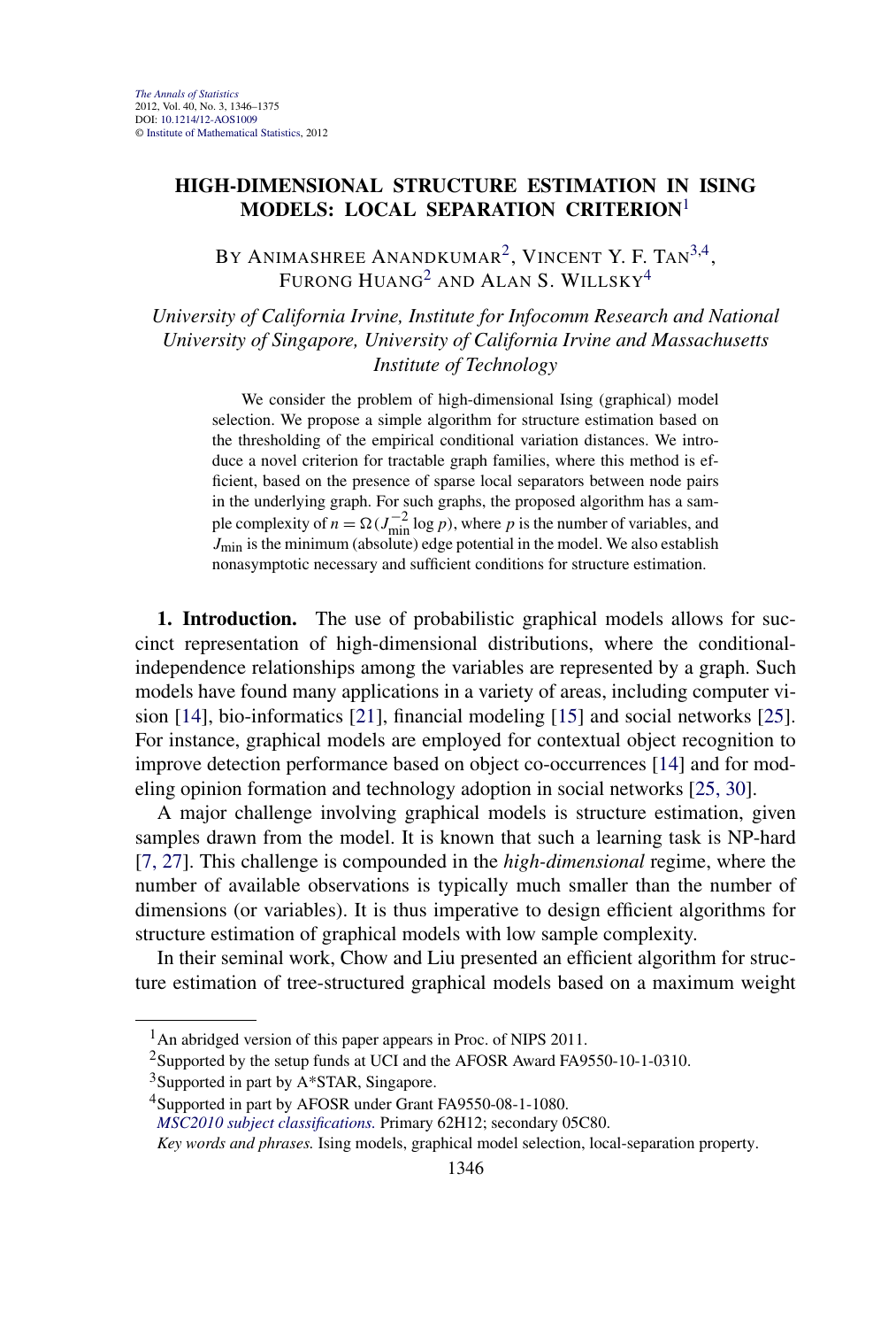# HIGH-DIMENSIONAL STRUCTURE ESTIMATION IN ISING MODELS: LOCAL SEPARATION CRITERION[1]

BY ANIMASHREE ANANDKUMAR[2], VINCENT Y. F. TAN[3,4], FURONG HUANG[2] AND ALAN S. WILLSKY[4]

*University of California Irvine, Institute for Infocomm Research and National University of Singapore, University of California Irvine and Massachusetts Institute of Technology*

We consider the problem of high-dimensional Ising (graphical) model selection. We propose a simple algorithm for structure estimation based on the thresholding of the empirical conditional variation distances. We introduce a novel criterion for tractable graph families, where this method is efficient, based on the presence of sparse local separators between node pairs in the underlying graph. For such graphs, the proposed algorithm has a sample complexity of $n = \Omega(J_{\min}^{-2} \log p)$, where $p$ is the number of variables, and $J_{\min}$ is the minimum (absolute) edge potential in the model. We also establish nonasymptotic necessary and sufficient conditions for structure estimation.

**1. Introduction.** The use of probabilistic graphical models allows for succinct representation of high-dimensional distributions, where the conditional-independence relationships among the variables are represented by a graph. Such models have found many applications in a variety of areas, including computer vision [14], bio-informatics [21], financial modeling [15] and social networks [25]. For instance, graphical models are employed for contextual object recognition to improve detection performance based on object co-occurrences [14] and for modeling opinion formation and technology adoption in social networks [25, 30].

A major challenge involving graphical models is structure estimation, given samples drawn from the model. It is known that such a learning task is NP-hard [7, 27]. This challenge is compounded in the *high-dimensional* regime, where the number of available observations is typically much smaller than the number of dimensions (or variables). It is thus imperative to design efficient algorithms for structure estimation of graphical models with low sample complexity.

In their seminal work, Chow and Liu presented an efficient algorithm for structure estimation of tree-structured graphical models based on a maximum weight

---

[1] An abridged version of this paper appears in Proc. of NIPS 2011.

[2] Supported by the setup funds at UCI and the AFOSR Award FA9550-10-1-0310.

[3] Supported in part by A*STAR, Singapore.

[4] Supported in part by AFOSR under Grant FA9550-08-1-1080.

*MSC2010 subject classifications.* Primary 62H12; secondary 05C80.

*Key words and phrases.* Ising models, graphical model selection, local-separation property.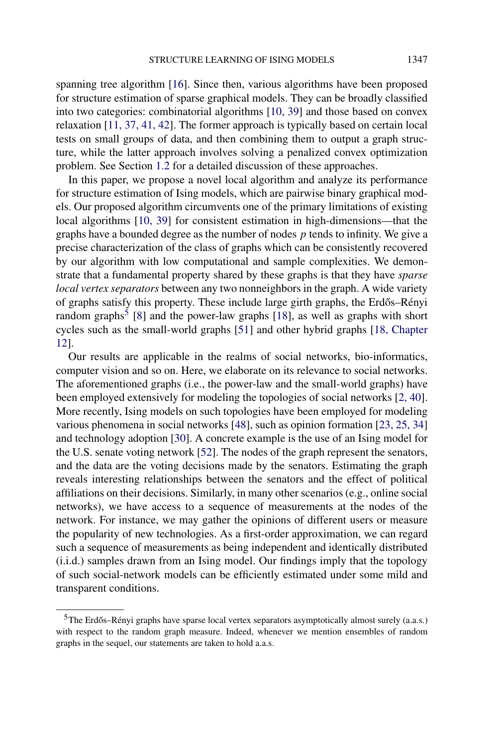spanning tree algorithm [16]. Since then, various algorithms have been proposed for structure estimation of sparse graphical models. They can be broadly classified into two categories: combinatorial algorithms [10, 39] and those based on convex relaxation [11, 37, 41, 42]. The former approach is typically based on certain local tests on small groups of data, and then combining them to output a graph structure, while the latter approach involves solving a penalized convex optimization problem. See Section 1.2 for a detailed discussion of these approaches.

In this paper, we propose a novel local algorithm and analyze its performance for structure estimation of Ising models, which are pairwise binary graphical models. Our proposed algorithm circumvents one of the primary limitations of existing local algorithms [10, 39] for consistent estimation in high-dimensions—that the graphs have a bounded degree as the number of nodes $p$ tends to infinity. We give a precise characterization of the class of graphs which can be consistently recovered by our algorithm with low computational and sample complexities. We demonstrate that a fundamental property shared by these graphs is that they have *sparse local vertex separators* between any two nonneighbors in the graph. A wide variety of graphs satisfy this property. These include large girth graphs, the Erdős–Rényi random graphs[5] [8] and the power-law graphs [18], as well as graphs with short cycles such as the small-world graphs [51] and other hybrid graphs [18, Chapter 12].

Our results are applicable in the realms of social networks, bio-informatics, computer vision and so on. Here, we elaborate on its relevance to social networks. The aforementioned graphs (i.e., the power-law and the small-world graphs) have been employed extensively for modeling the topologies of social networks [2, 40]. More recently, Ising models on such topologies have been employed for modeling various phenomena in social networks [48], such as opinion formation [23, 25, 34] and technology adoption [30]. A concrete example is the use of an Ising model for the U.S. senate voting network [52]. The nodes of the graph represent the senators, and the data are the voting decisions made by the senators. Estimating the graph reveals interesting relationships between the senators and the effect of political affiliations on their decisions. Similarly, in many other scenarios (e.g., online social networks), we have access to a sequence of measurements at the nodes of the network. For instance, we may gather the opinions of different users or measure the popularity of new technologies. As a first-order approximation, we can regard such a sequence of measurements as being independent and identically distributed (i.i.d.) samples drawn from an Ising model. Our findings imply that the topology of such social-network models can be efficiently estimated under some mild and transparent conditions.

[5] The Erdős–Rényi graphs have sparse local vertex separators asymptotically almost surely (a.a.s.) with respect to the random graph measure. Indeed, whenever we mention ensembles of random graphs in the sequel, our statements are taken to hold a.a.s.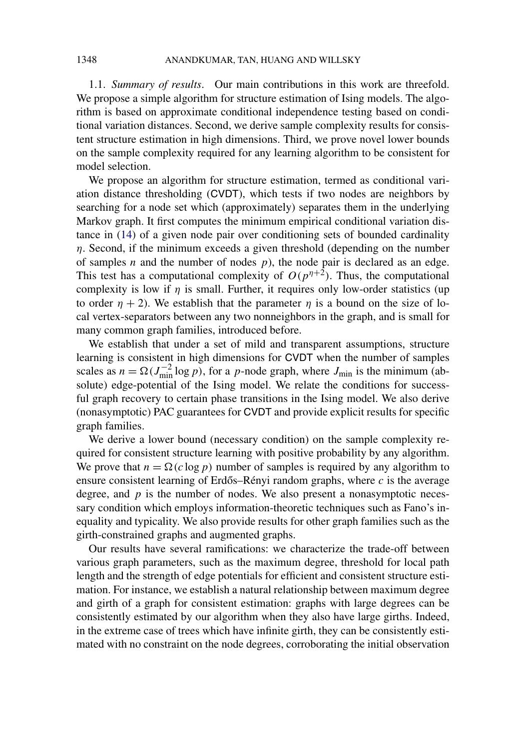1.1. *Summary of results*. Our main contributions in this work are threefold. We propose a simple algorithm for structure estimation of Ising models. The algorithm is based on approximate conditional independence testing based on conditional variation distances. Second, we derive sample complexity results for consistent structure estimation in high dimensions. Third, we prove novel lower bounds on the sample complexity required for any learning algorithm to be consistent for model selection.

We propose an algorithm for structure estimation, termed as conditional variation distance thresholding (CVDT), which tests if two nodes are neighbors by searching for a node set which (approximately) separates them in the underlying Markov graph. It first computes the minimum empirical conditional variation distance in (14) of a given node pair over conditioning sets of bounded cardinality $\eta$. Second, if the minimum exceeds a given threshold (depending on the number of samples $n$ and the number of nodes $p$), the node pair is declared as an edge. This test has a computational complexity of $O(p^{\eta+2})$. Thus, the computational complexity is low if $\eta$ is small. Further, it requires only low-order statistics (up to order $\eta + 2$). We establish that the parameter $\eta$ is a bound on the size of local vertex-separators between any two nonneighbors in the graph, and is small for many common graph families, introduced before.

We establish that under a set of mild and transparent assumptions, structure learning is consistent in high dimensions for CVDT when the number of samples scales as $n = \Omega(J_{\min}^{-2} \log p)$, for a $p$-node graph, where $J_{\min}$ is the minimum (absolute) edge-potential of the Ising model. We relate the conditions for successful graph recovery to certain phase transitions in the Ising model. We also derive (nonasymptotic) PAC guarantees for CVDT and provide explicit results for specific graph families.

We derive a lower bound (necessary condition) on the sample complexity required for consistent structure learning with positive probability by any algorithm. We prove that $n = \Omega(c \log p)$ number of samples is required by any algorithm to ensure consistent learning of Erdős–Rényi random graphs, where $c$ is the average degree, and $p$ is the number of nodes. We also present a nonasymptotic necessary condition which employs information-theoretic techniques such as Fano's inequality and typicality. We also provide results for other graph families such as the girth-constrained graphs and augmented graphs.

Our results have several ramifications: we characterize the trade-off between various graph parameters, such as the maximum degree, threshold for local path length and the strength of edge potentials for efficient and consistent structure estimation. For instance, we establish a natural relationship between maximum degree and girth of a graph for consistent estimation: graphs with large degrees can be consistently estimated by our algorithm when they also have large girths. Indeed, in the extreme case of trees which have infinite girth, they can be consistently estimated with no constraint on the node degrees, corroborating the initial observation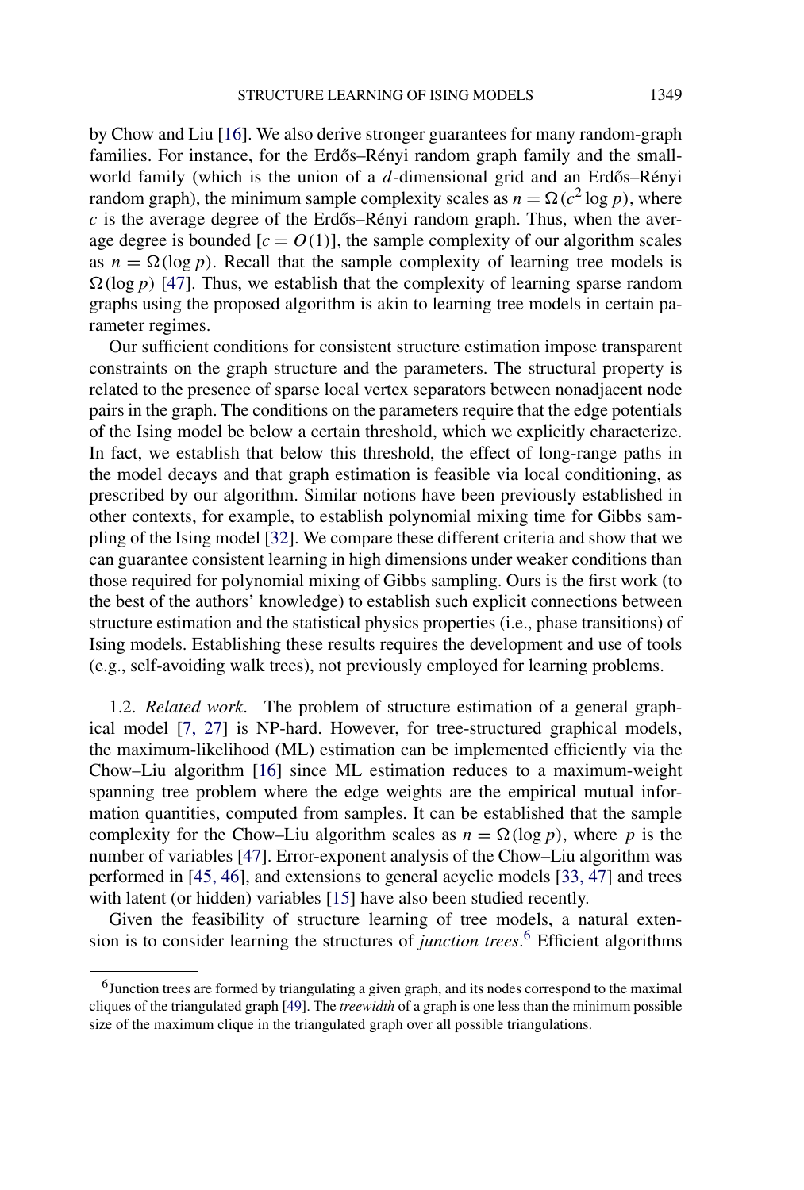by Chow and Liu [16]. We also derive stronger guarantees for many random-graph families. For instance, for the Erdős–Rényi random graph family and the small-world family (which is the union of a $d$-dimensional grid and an Erdős–Rényi random graph), the minimum sample complexity scales as $n = \Omega(c^2 \log p)$, where $c$ is the average degree of the Erdős–Rényi random graph. Thus, when the average degree is bounded [$c = O(1)$], the sample complexity of our algorithm scales as $n = \Omega(\log p)$. Recall that the sample complexity of learning tree models is $\Omega(\log p)$ [47]. Thus, we establish that the complexity of learning sparse random graphs using the proposed algorithm is akin to learning tree models in certain parameter regimes.

Our sufficient conditions for consistent structure estimation impose transparent constraints on the graph structure and the parameters. The structural property is related to the presence of sparse local vertex separators between nonadjacent node pairs in the graph. The conditions on the parameters require that the edge potentials of the Ising model be below a certain threshold, which we explicitly characterize. In fact, we establish that below this threshold, the effect of long-range paths in the model decays and that graph estimation is feasible via local conditioning, as prescribed by our algorithm. Similar notions have been previously established in other contexts, for example, to establish polynomial mixing time for Gibbs sampling of the Ising model [32]. We compare these different criteria and show that we can guarantee consistent learning in high dimensions under weaker conditions than those required for polynomial mixing of Gibbs sampling. Ours is the first work (to the best of the authors' knowledge) to establish such explicit connections between structure estimation and the statistical physics properties (i.e., phase transitions) of Ising models. Establishing these results requires the development and use of tools (e.g., self-avoiding walk trees), not previously employed for learning problems.

1.2. *Related work.* The problem of structure estimation of a general graphical model [7, 27] is NP-hard. However, for tree-structured graphical models, the maximum-likelihood (ML) estimation can be implemented efficiently via the Chow–Liu algorithm [16] since ML estimation reduces to a maximum-weight spanning tree problem where the edge weights are the empirical mutual information quantities, computed from samples. It can be established that the sample complexity for the Chow–Liu algorithm scales as $n = \Omega(\log p)$, where $p$ is the number of variables [47]. Error-exponent analysis of the Chow–Liu algorithm was performed in [45, 46], and extensions to general acyclic models [33, 47] and trees with latent (or hidden) variables [15] have also been studied recently.

Given the feasibility of structure learning of tree models, a natural extension is to consider learning the structures of *junction trees*.[6] Efficient algorithms

[6] Junction trees are formed by triangulating a given graph, and its nodes correspond to the maximal cliques of the triangulated graph [49]. The *treewidth* of a graph is one less than the minimum possible size of the maximum clique in the triangulated graph over all possible triangulations.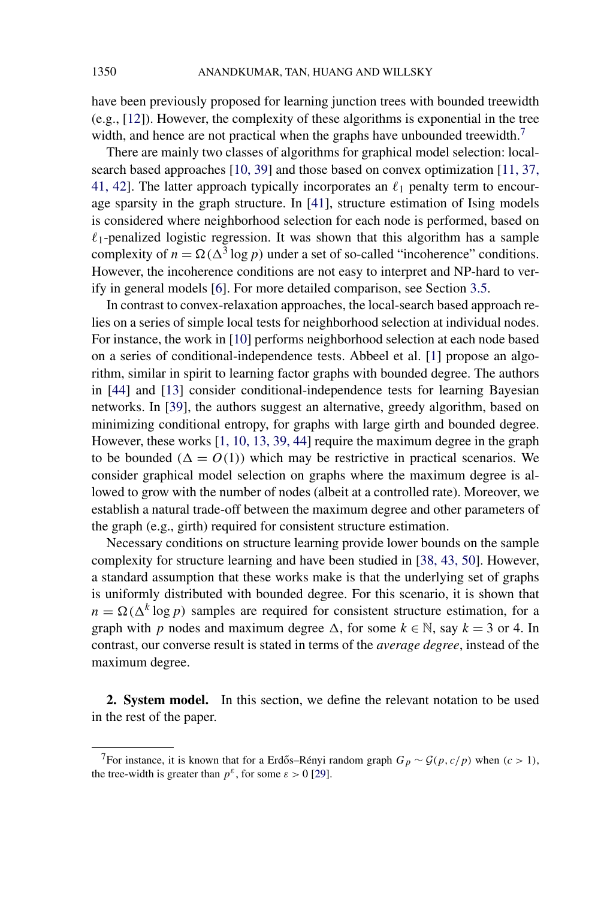have been previously proposed for learning junction trees with bounded treewidth (e.g., [12]). However, the complexity of these algorithms is exponential in the tree width, and hence are not practical when the graphs have unbounded treewidth.[7]

There are mainly two classes of algorithms for graphical model selection: local-search based approaches [10, 39] and those based on convex optimization [11, 37, 41, 42]. The latter approach typically incorporates an $\ell_1$ penalty term to encourage sparsity in the graph structure. In [41], structure estimation of Ising models is considered where neighborhood selection for each node is performed, based on $\ell_1$-penalized logistic regression. It was shown that this algorithm has a sample complexity of $n = \Omega(\Delta^3 \log p)$ under a set of so-called "incoherence" conditions. However, the incoherence conditions are not easy to interpret and NP-hard to verify in general models [6]. For more detailed comparison, see Section 3.5.

In contrast to convex-relaxation approaches, the local-search based approach relies on a series of simple local tests for neighborhood selection at individual nodes. For instance, the work in [10] performs neighborhood selection at each node based on a series of conditional-independence tests. Abbeel et al. [1] propose an algorithm, similar in spirit to learning factor graphs with bounded degree. The authors in [44] and [13] consider conditional-independence tests for learning Bayesian networks. In [39], the authors suggest an alternative, greedy algorithm, based on minimizing conditional entropy, for graphs with large girth and bounded degree. However, these works [1, 10, 13, 39, 44] require the maximum degree in the graph to be bounded ($\Delta = O(1)$) which may be restrictive in practical scenarios. We consider graphical model selection on graphs where the maximum degree is allowed to grow with the number of nodes (albeit at a controlled rate). Moreover, we establish a natural trade-off between the maximum degree and other parameters of the graph (e.g., girth) required for consistent structure estimation.

Necessary conditions on structure learning provide lower bounds on the sample complexity for structure learning and have been studied in [38, 43, 50]. However, a standard assumption that these works make is that the underlying set of graphs is uniformly distributed with bounded degree. For this scenario, it is shown that $n = \Omega(\Delta^k \log p)$ samples are required for consistent structure estimation, for a graph with $p$ nodes and maximum degree $\Delta$, for some $k \in \mathbb{N}$, say $k = 3$ or 4. In contrast, our converse result is stated in terms of the *average degree*, instead of the maximum degree.

## 2. System model.

In this section, we define the relevant notation to be used in the rest of the paper.

---

[7] For instance, it is known that for a Erdős–Rényi random graph $G_p \sim \mathcal{G}(p, c/p)$ when $(c > 1)$, the tree-width is greater than $p^{\varepsilon}$, for some $\varepsilon > 0$ [29].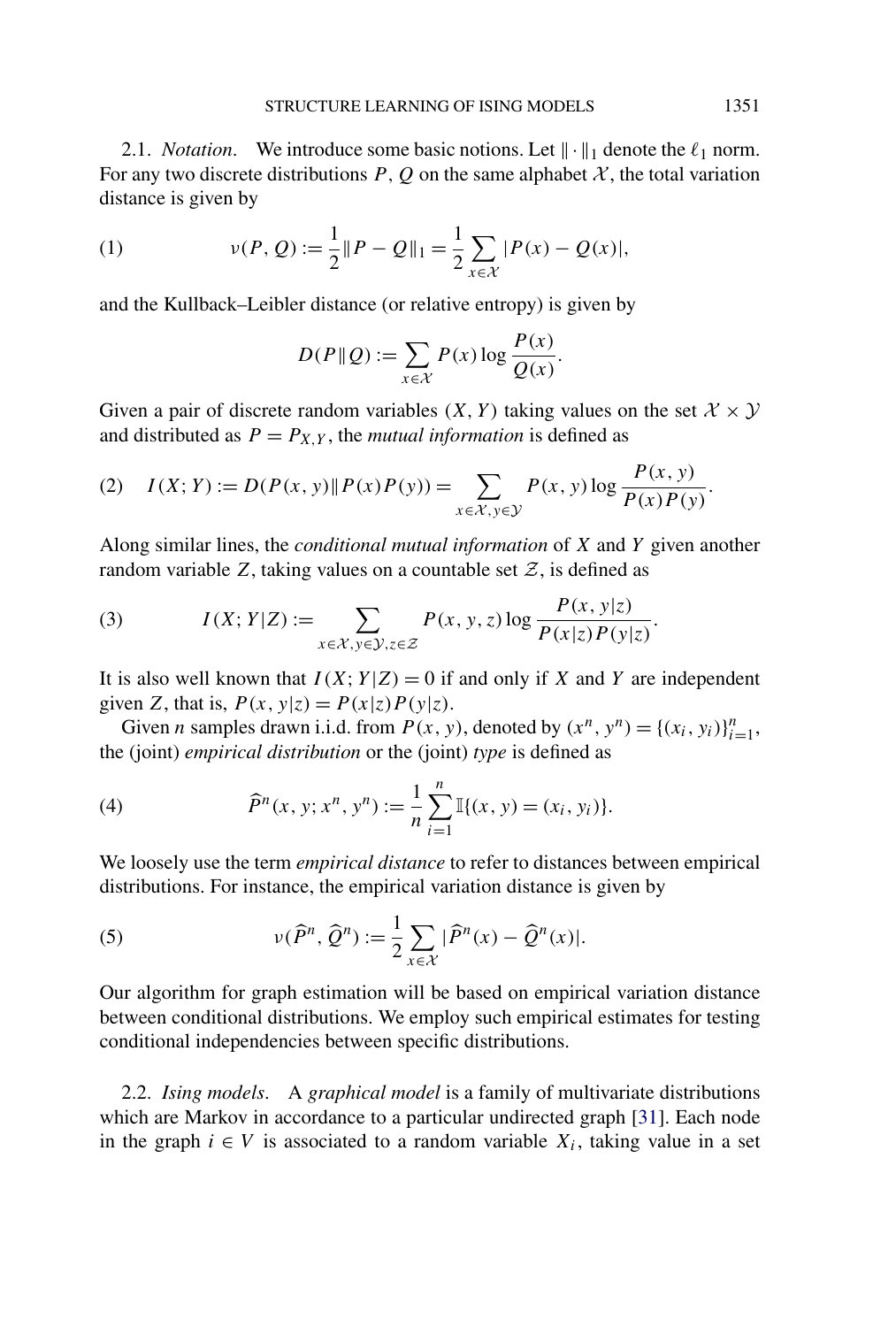2.1. *Notation*. We introduce some basic notions. Let $\|\cdot\|_1$ denote the $\ell_1$ norm. For any two discrete distributions $P$, $Q$ on the same alphabet $\mathcal{X}$, the total variation distance is given by

$$\nu(P, Q) := \frac{1}{2}\|P - Q\|_1 = \frac{1}{2}\sum_{x \in \mathcal{X}} |P(x) - Q(x)|, \tag{1}$$

and the Kullback–Leibler distance (or relative entropy) is given by

$$D(P\|Q) := \sum_{x \in \mathcal{X}} P(x) \log \frac{P(x)}{Q(x)}.$$

Given a pair of discrete random variables $(X, Y)$ taking values on the set $\mathcal{X} \times \mathcal{Y}$ and distributed as $P = P_{X,Y}$, the *mutual information* is defined as

$$I(X; Y) := D(P(x, y)\|P(x)P(y)) = \sum_{x \in \mathcal{X}, y \in \mathcal{Y}} P(x, y) \log \frac{P(x, y)}{P(x)P(y)}. \tag{2}$$

Along similar lines, the *conditional mutual information* of $X$ and $Y$ given another random variable $Z$, taking values on a countable set $\mathcal{Z}$, is defined as

$$I(X; Y|Z) := \sum_{x \in \mathcal{X}, y \in \mathcal{Y}, z \in \mathcal{Z}} P(x, y, z) \log \frac{P(x, y|z)}{P(x|z)P(y|z)}. \tag{3}$$

It is also well known that $I(X; Y|Z) = 0$ if and only if $X$ and $Y$ are independent given $Z$, that is, $P(x, y|z) = P(x|z)P(y|z)$.

Given $n$ samples drawn i.i.d. from $P(x, y)$, denoted by $(x^n, y^n) = \{(x_i, y_i)\}_{i=1}^n$, the (joint) *empirical distribution* or the (joint) *type* is defined as

$$\widehat{P}^n(x, y; x^n, y^n) := \frac{1}{n}\sum_{i=1}^n \mathbb{I}\{(x, y) = (x_i, y_i)\}. \tag{4}$$

We loosely use the term *empirical distance* to refer to distances between empirical distributions. For instance, the empirical variation distance is given by

$$\nu(\widehat{P}^n, \widehat{Q}^n) := \frac{1}{2}\sum_{x \in \mathcal{X}} |\widehat{P}^n(x) - \widehat{Q}^n(x)|. \tag{5}$$

Our algorithm for graph estimation will be based on empirical variation distance between conditional distributions. We employ such empirical estimates for testing conditional independencies between specific distributions.

2.2. *Ising models*. A *graphical model* is a family of multivariate distributions which are Markov in accordance to a particular undirected graph [31]. Each node in the graph $i \in V$ is associated to a random variable $X_i$, taking value in a set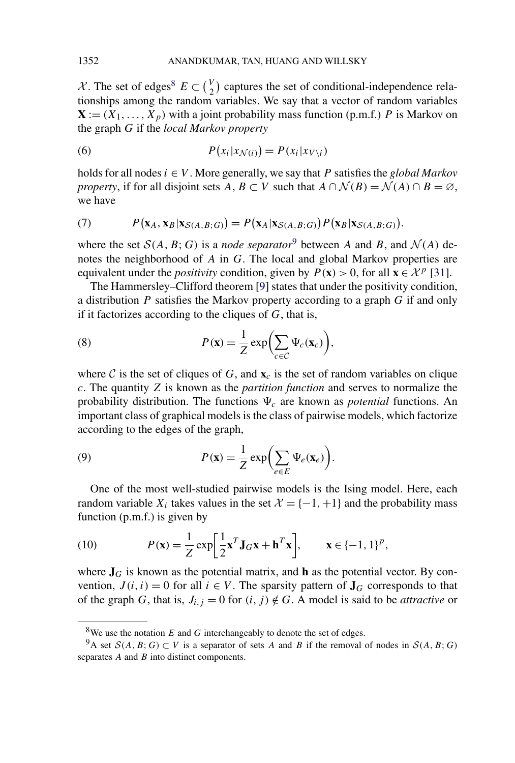$\mathcal{X}$. The set of edges[8] $E \subset \binom{V}{2}$ captures the set of conditional-independence relationships among the random variables. We say that a vector of random variables $\mathbf{X} := (X_1, \ldots, X_p)$ with a joint probability mass function (p.m.f.) $P$ is Markov on the graph $G$ if the *local Markov property*

$$(6) \qquad P(x_i | x_{\mathcal{N}(i)}) = P(x_i | x_{V \setminus i})$$

holds for all nodes $i \in V$. More generally, we say that $P$ satisfies the *global Markov property*, if for all disjoint sets $A, B \subset V$ such that $A \cap \mathcal{N}(B) = \mathcal{N}(A) \cap B = \varnothing$, we have

$$(7) \qquad P(\mathbf{x}_A, \mathbf{x}_B | \mathbf{x}_{\mathcal{S}(A,B;G)}) = P(\mathbf{x}_A | \mathbf{x}_{\mathcal{S}(A,B;G)}) P(\mathbf{x}_B | \mathbf{x}_{\mathcal{S}(A,B;G)}).$$

where the set $\mathcal{S}(A, B; G)$ is a *node separator*[9] between $A$ and $B$, and $\mathcal{N}(A)$ denotes the neighborhood of $A$ in $G$. The local and global Markov properties are equivalent under the *positivity* condition, given by $P(\mathbf{x}) > 0$, for all $\mathbf{x} \in \mathcal{X}^p$ [31].

The Hammersley–Clifford theorem [9] states that under the positivity condition, a distribution $P$ satisfies the Markov property according to a graph $G$ if and only if it factorizes according to the cliques of $G$, that is,

$$(8) \qquad P(\mathbf{x}) = \frac{1}{Z} \exp\left(\sum_{c \in \mathcal{C}} \Psi_c(\mathbf{x}_c)\right),$$

where $\mathcal{C}$ is the set of cliques of $G$, and $\mathbf{x}_c$ is the set of random variables on clique $c$. The quantity $Z$ is known as the *partition function* and serves to normalize the probability distribution. The functions $\Psi_c$ are known as *potential* functions. An important class of graphical models is the class of pairwise models, which factorize according to the edges of the graph,

$$(9) \qquad P(\mathbf{x}) = \frac{1}{Z} \exp\left(\sum_{e \in E} \Psi_e(\mathbf{x}_e)\right).$$

One of the most well-studied pairwise models is the Ising model. Here, each random variable $X_i$ takes values in the set $\mathcal{X} = \{-1, +1\}$ and the probability mass function (p.m.f.) is given by

$$(10) \qquad P(\mathbf{x}) = \frac{1}{Z} \exp\left[\frac{1}{2}\mathbf{x}^T \mathbf{J}_G \mathbf{x} + \mathbf{h}^T \mathbf{x}\right], \qquad \mathbf{x} \in \{-1, 1\}^p,$$

where $\mathbf{J}_G$ is known as the potential matrix, and $\mathbf{h}$ as the potential vector. By convention, $J(i,i) = 0$ for all $i \in V$. The sparsity pattern of $\mathbf{J}_G$ corresponds to that of the graph $G$, that is, $J_{i,j} = 0$ for $(i, j) \notin G$. A model is said to be *attractive* or

[8] We use the notation $E$ and $G$ interchangeably to denote the set of edges.

[9] A set $\mathcal{S}(A, B; G) \subset V$ is a separator of sets $A$ and $B$ if the removal of nodes in $\mathcal{S}(A, B; G)$ separates $A$ and $B$ into distinct components.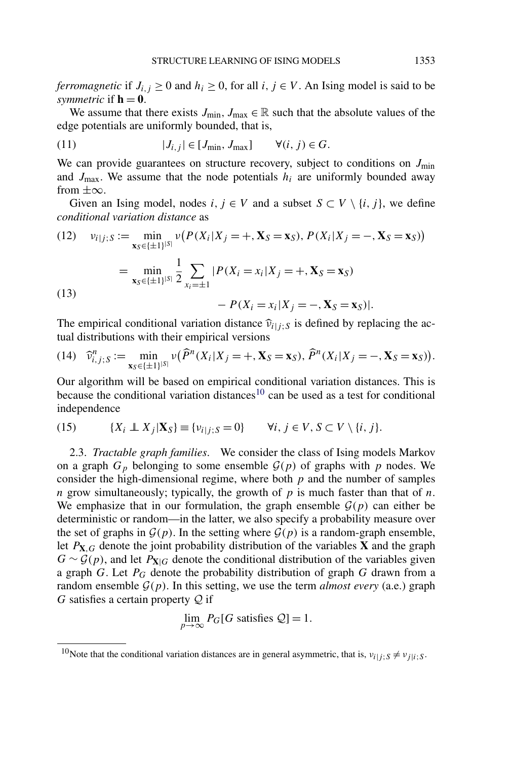*ferromagnetic* if $J_{i,j} \geq 0$ and $h_i \geq 0$, for all $i, j \in V$. An Ising model is said to be *symmetric* if $\mathbf{h} = \mathbf{0}$.

We assume that there exists $J_{\min}, J_{\max} \in \mathbb{R}$ such that the absolute values of the edge potentials are uniformly bounded, that is,

$$|J_{i,j}| \in [J_{\min}, J_{\max}] \qquad \forall (i, j) \in G. \tag{11}$$

We can provide guarantees on structure recovery, subject to conditions on $J_{\min}$ and $J_{\max}$. We assume that the node potentials $h_i$ are uniformly bounded away from $\pm\infty$.

Given an Ising model, nodes $i, j \in V$ and a subset $S \subset V \setminus \{i, j\}$, we define *conditional variation distance* as

$$\nu_{i|j;S} := \min_{\mathbf{x}_S \in \{\pm 1\}^{|S|}} \nu\big(P(X_i | X_j = +, \mathbf{X}_S = \mathbf{x}_S), P(X_i | X_j = -, \mathbf{X}_S = \mathbf{x}_S)\big) \tag{12}$$

$$= \min_{\mathbf{x}_S \in \{\pm 1\}^{|S|}} \frac{1}{2} \sum_{x_i = \pm 1} |P(X_i = x_i | X_j = +, \mathbf{X}_S = \mathbf{x}_S) - P(X_i = x_i | X_j = -, \mathbf{X}_S = \mathbf{x}_S)|. \tag{13}$$

The empirical conditional variation distance $\widehat{\nu}_{i|j;S}$ is defined by replacing the actual distributions with their empirical versions

$$\widehat{\nu}^n_{i,j;S} := \min_{\mathbf{x}_S \in \{\pm 1\}^{|S|}} \nu\big(\widehat{P}^n(X_i | X_j = +, \mathbf{X}_S = \mathbf{x}_S), \widehat{P}^n(X_i | X_j = -, \mathbf{X}_S = \mathbf{x}_S)\big). \tag{14}$$

Our algorithm will be based on empirical conditional variation distances. This is because the conditional variation distances[10] can be used as a test for conditional independence

$$\{X_i \perp\!\!\!\perp X_j | \mathbf{X}_S\} \equiv \{\nu_{i|j;S} = 0\} \qquad \forall i, j \in V, S \subset V \setminus \{i, j\}. \tag{15}$$

2.3. *Tractable graph families*. We consider the class of Ising models Markov on a graph $G_p$ belonging to some ensemble $\mathcal{G}(p)$ of graphs with $p$ nodes. We consider the high-dimensional regime, where both $p$ and the number of samples $n$ grow simultaneously; typically, the growth of $p$ is much faster than that of $n$. We emphasize that in our formulation, the graph ensemble $\mathcal{G}(p)$ can either be deterministic or random—in the latter, we also specify a probability measure over the set of graphs in $\mathcal{G}(p)$. In the setting where $\mathcal{G}(p)$ is a random-graph ensemble, let $P_{\mathbf{X},G}$ denote the joint probability distribution of the variables $\mathbf{X}$ and the graph $G \sim \mathcal{G}(p)$, and let $P_{\mathbf{X}|G}$ denote the conditional distribution of the variables given a graph $G$. Let $P_G$ denote the probability distribution of graph $G$ drawn from a random ensemble $\mathcal{G}(p)$. In this setting, we use the term *almost every* (a.e.) graph $G$ satisfies a certain property $\mathcal{Q}$ if

$$\lim_{p \to \infty} P_G[G \text{ satisfies } \mathcal{Q}] = 1.$$

---

[10] Note that the conditional variation distances are in general asymmetric, that is, $\nu_{i|j;S} \neq \nu_{j|i;S}$.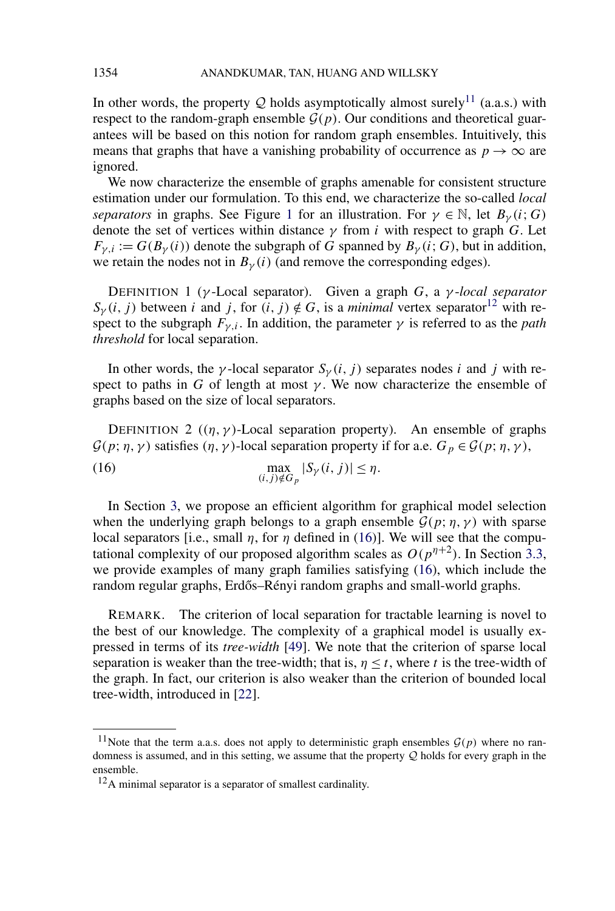In other words, the property $\mathcal{Q}$ holds asymptotically almost surely[11] (a.a.s.) with respect to the random-graph ensemble $\mathcal{G}(p)$. Our conditions and theoretical guarantees will be based on this notion for random graph ensembles. Intuitively, this means that graphs that have a vanishing probability of occurrence as $p \to \infty$ are ignored.

We now characterize the ensemble of graphs amenable for consistent structure estimation under our formulation. To this end, we characterize the so-called *local separators* in graphs. See Figure 1 for an illustration. For $\gamma \in \mathbb{N}$, let $B_\gamma(i; G)$ denote the set of vertices within distance $\gamma$ from $i$ with respect to graph $G$. Let $F_{\gamma,i} := G(B_\gamma(i))$ denote the subgraph of $G$ spanned by $B_\gamma(i; G)$, but in addition, we retain the nodes not in $B_\gamma(i)$ (and remove the corresponding edges).

DEFINITION 1 ($\gamma$-Local separator). Given a graph $G$, a *$\gamma$-local separator* $S_\gamma(i, j)$ between $i$ and $j$, for $(i, j) \notin G$, is a *minimal* vertex separator[12] with respect to the subgraph $F_{\gamma,i}$. In addition, the parameter $\gamma$ is referred to as the *path threshold* for local separation.

In other words, the $\gamma$-local separator $S_\gamma(i, j)$ separates nodes $i$ and $j$ with respect to paths in $G$ of length at most $\gamma$. We now characterize the ensemble of graphs based on the size of local separators.

DEFINITION 2 ($(\eta, \gamma)$-Local separation property). An ensemble of graphs $\mathcal{G}(p; \eta, \gamma)$ satisfies $(\eta, \gamma)$-local separation property if for a.e. $G_p \in \mathcal{G}(p; \eta, \gamma)$,

$$\max_{(i,j)\notin G_p} |S_\gamma(i, j)| \leq \eta. \tag{16}$$

In Section 3, we propose an efficient algorithm for graphical model selection when the underlying graph belongs to a graph ensemble $\mathcal{G}(p; \eta, \gamma)$ with sparse local separators [i.e., small $\eta$, for $\eta$ defined in (16)]. We will see that the computational complexity of our proposed algorithm scales as $O(p^{\eta+2})$. In Section 3.3, we provide examples of many graph families satisfying (16), which include the random regular graphs, Erdős–Rényi random graphs and small-world graphs.

REMARK. The criterion of local separation for tractable learning is novel to the best of our knowledge. The complexity of a graphical model is usually expressed in terms of its *tree-width* [49]. We note that the criterion of sparse local separation is weaker than the tree-width; that is, $\eta \leq t$, where $t$ is the tree-width of the graph. In fact, our criterion is also weaker than the criterion of bounded local tree-width, introduced in [22].

---

[11] Note that the term a.a.s. does not apply to deterministic graph ensembles $\mathcal{G}(p)$ where no randomness is assumed, and in this setting, we assume that the property $\mathcal{Q}$ holds for every graph in the ensemble.

[12] A minimal separator is a separator of smallest cardinality.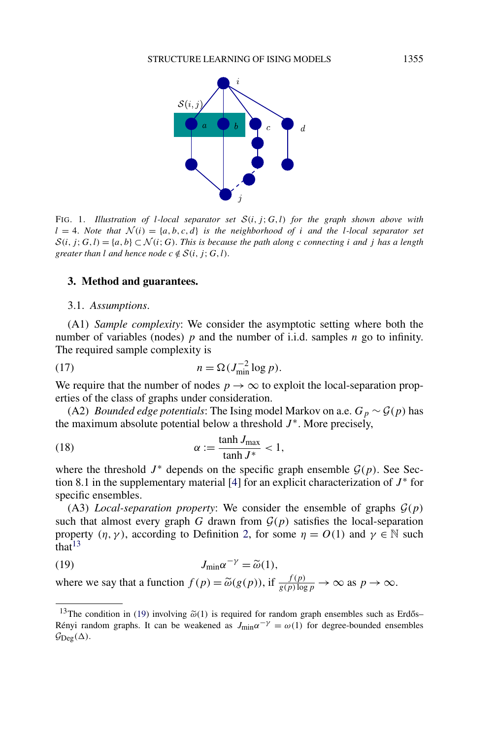FIG. 1. *Illustration of $l$-local separator set $\mathcal{S}(i, j; G, l)$ for the graph shown above with $l = 4$. Note that $\mathcal{N}(i) = \{a, b, c, d\}$ is the neighborhood of $i$ and the $l$-local separator set $\mathcal{S}(i, j; G, l) = \{a, b\} \subset \mathcal{N}(i; G)$. This is because the path along $c$ connecting $i$ and $j$ has a length greater than $l$ and hence node $c \notin \mathcal{S}(i, j; G, l)$.*

## 3. Method and guarantees.

### 3.1. *Assumptions*.

(A1) *Sample complexity*: We consider the asymptotic setting where both the number of variables (nodes) $p$ and the number of i.i.d. samples $n$ go to infinity. The required sample complexity is

$$n = \Omega(J_{\min}^{-2} \log p). \tag{17}$$

We require that the number of nodes $p \to \infty$ to exploit the local-separation properties of the class of graphs under consideration.

(A2) *Bounded edge potentials*: The Ising model Markov on a.e. $G_p \sim \mathcal{G}(p)$ has the maximum absolute potential below a threshold $J^*$. More precisely,

$$\alpha := \frac{\tanh J_{\max}}{\tanh J^*} < 1, \tag{18}$$

where the threshold $J^*$ depends on the specific graph ensemble $\mathcal{G}(p)$. See Section 8.1 in the supplementary material [4] for an explicit characterization of $J^*$ for specific ensembles.

(A3) *Local-separation property*: We consider the ensemble of graphs $\mathcal{G}(p)$ such that almost every graph $G$ drawn from $\mathcal{G}(p)$ satisfies the local-separation property $(\eta, \gamma)$, according to Definition 2, for some $\eta = O(1)$ and $\gamma \in \mathbb{N}$ such that[13]

$$J_{\min} \alpha^{-\gamma} = \widetilde{\omega}(1), \tag{19}$$

where we say that a function $f(p) = \widetilde{\omega}(g(p))$, if $\frac{f(p)}{g(p) \log p} \to \infty$ as $p \to \infty$.

[13] The condition in (19) involving $\widetilde{\omega}(1)$ is required for random graph ensembles such as Erdős–Rényi random graphs. It can be weakened as $J_{\min} \alpha^{-\gamma} = \omega(1)$ for degree-bounded ensembles $\mathcal{G}_{\mathrm{Deg}}(\Delta)$.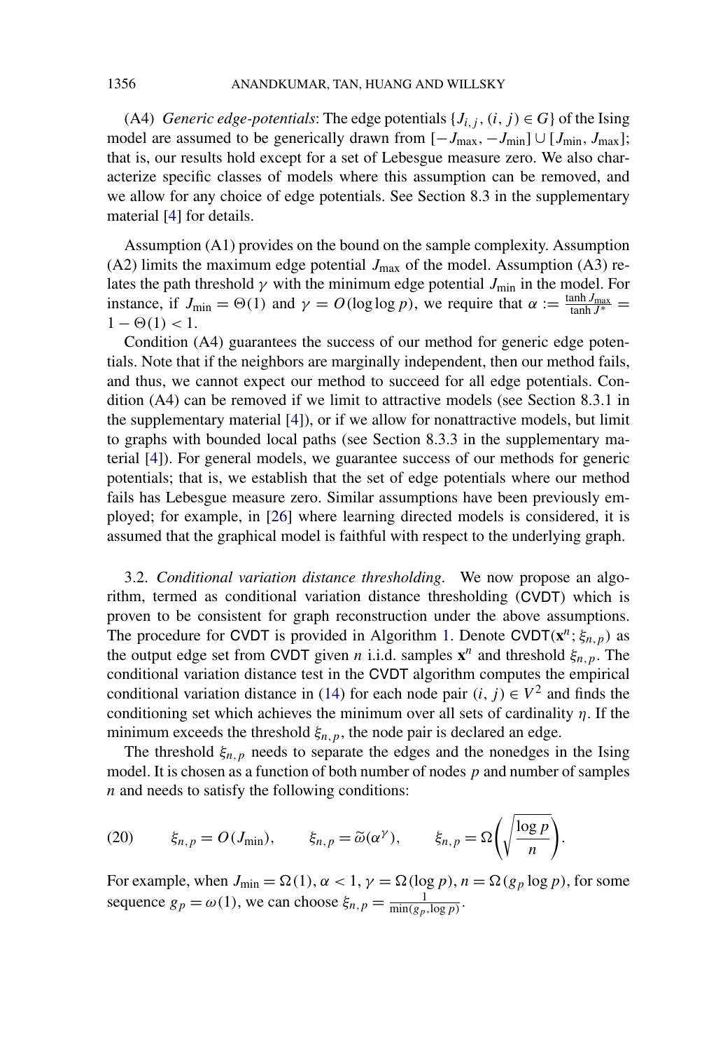(A4) *Generic edge-potentials*: The edge potentials $\{J_{i,j}, (i, j) \in G\}$ of the Ising model are assumed to be generically drawn from $[-J_{\max}, -J_{\min}] \cup [J_{\min}, J_{\max}]$; that is, our results hold except for a set of Lebesgue measure zero. We also characterize specific classes of models where this assumption can be removed, and we allow for any choice of edge potentials. See Section 8.3 in the supplementary material [4] for details.

Assumption (A1) provides on the bound on the sample complexity. Assumption (A2) limits the maximum edge potential $J_{\max}$ of the model. Assumption (A3) relates the path threshold $\gamma$ with the minimum edge potential $J_{\min}$ in the model. For instance, if $J_{\min} = \Theta(1)$ and $\gamma = O(\log \log p)$, we require that $\alpha := \frac{\tanh J_{\max}}{\tanh J^*} = 1 - \Theta(1) < 1$.

Condition (A4) guarantees the success of our method for generic edge potentials. Note that if the neighbors are marginally independent, then our method fails, and thus, we cannot expect our method to succeed for all edge potentials. Condition (A4) can be removed if we limit to attractive models (see Section 8.3.1 in the supplementary material [4]), or if we allow for nonattractive models, but limit to graphs with bounded local paths (see Section 8.3.3 in the supplementary material [4]). For general models, we guarantee success of our methods for generic potentials; that is, we establish that the set of edge potentials where our method fails has Lebesgue measure zero. Similar assumptions have been previously employed; for example, in [26] where learning directed models is considered, it is assumed that the graphical model is faithful with respect to the underlying graph.

3.2. *Conditional variation distance thresholding*. We now propose an algorithm, termed as conditional variation distance thresholding (CVDT) which is proven to be consistent for graph reconstruction under the above assumptions. The procedure for CVDT is provided in Algorithm 1. Denote $\mathsf{CVDT}(\mathbf{x}^n; \xi_{n,p})$ as the output edge set from CVDT given $n$ i.i.d. samples $\mathbf{x}^n$ and threshold $\xi_{n,p}$. The conditional variation distance test in the CVDT algorithm computes the empirical conditional variation distance in (14) for each node pair $(i, j) \in V^2$ and finds the conditioning set which achieves the minimum over all sets of cardinality $\eta$. If the minimum exceeds the threshold $\xi_{n,p}$, the node pair is declared an edge.

The threshold $\xi_{n,p}$ needs to separate the edges and the nonedges in the Ising model. It is chosen as a function of both number of nodes $p$ and number of samples $n$ and needs to satisfy the following conditions:

$$\xi_{n,p} = O(J_{\min}), \qquad \xi_{n,p} = \widetilde{\omega}(\alpha^{\gamma}), \qquad \xi_{n,p} = \Omega\left(\sqrt{\frac{\log p}{n}}\right). \tag{20}$$

For example, when $J_{\min} = \Omega(1)$, $\alpha < 1$, $\gamma = \Omega(\log p)$, $n = \Omega(g_p \log p)$, for some sequence $g_p = \omega(1)$, we can choose $\xi_{n,p} = \frac{1}{\min(g_p, \log p)}$.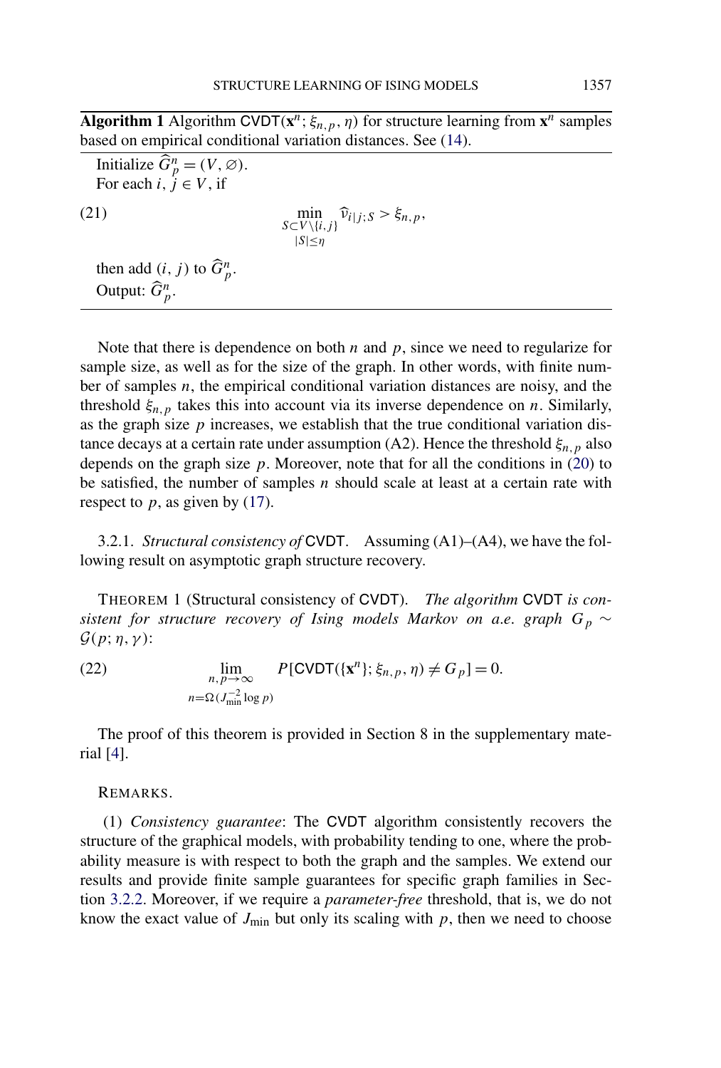**Algorithm 1** Algorithm $\mathsf{CVDT}(\mathbf{x}^n; \xi_{n,p}, \eta)$ for structure learning from $\mathbf{x}^n$ samples based on empirical conditional variation distances. See (14).

Initialize $\widehat{G}_p^n = (V, \varnothing)$.
For each $i, j \in V$, if

$$\min_{\substack{S \subset V \setminus \{i,j\} \\ |S| \leq \eta}} \widehat{\nu}_{i|j;S} > \xi_{n,p}, \tag{21}$$

then add $(i, j)$ to $\widehat{G}_p^n$.
Output: $\widehat{G}_p^n$.

Note that there is dependence on both $n$ and $p$, since we need to regularize for sample size, as well as for the size of the graph. In other words, with finite number of samples $n$, the empirical conditional variation distances are noisy, and the threshold $\xi_{n,p}$ takes this into account via its inverse dependence on $n$. Similarly, as the graph size $p$ increases, we establish that the true conditional variation distance decays at a certain rate under assumption (A2). Hence the threshold $\xi_{n,p}$ also depends on the graph size $p$. Moreover, note that for all the conditions in (20) to be satisfied, the number of samples $n$ should scale at least at a certain rate with respect to $p$, as given by (17).

3.2.1. *Structural consistency of* CVDT. Assuming (A1)–(A4), we have the following result on asymptotic graph structure recovery.

THEOREM 1 (Structural consistency of CVDT). *The algorithm* CVDT *is consistent for structure recovery of Ising models Markov on a.e. graph* $G_p \sim \mathcal{G}(p; \eta, \gamma)$:

$$\lim_{\substack{n,p \to \infty \\ n = \Omega(J_{\min}^{-2} \log p)}} P[\mathsf{CVDT}(\{\mathbf{x}^n\}; \xi_{n,p}, \eta) \neq G_p] = 0. \tag{22}$$

The proof of this theorem is provided in Section 8 in the supplementary material [4].

REMARKS.

(1) *Consistency guarantee*: The CVDT algorithm consistently recovers the structure of the graphical models, with probability tending to one, where the probability measure is with respect to both the graph and the samples. We extend our results and provide finite sample guarantees for specific graph families in Section 3.2.2. Moreover, if we require a *parameter-free* threshold, that is, we do not know the exact value of $J_{\min}$ but only its scaling with $p$, then we need to choose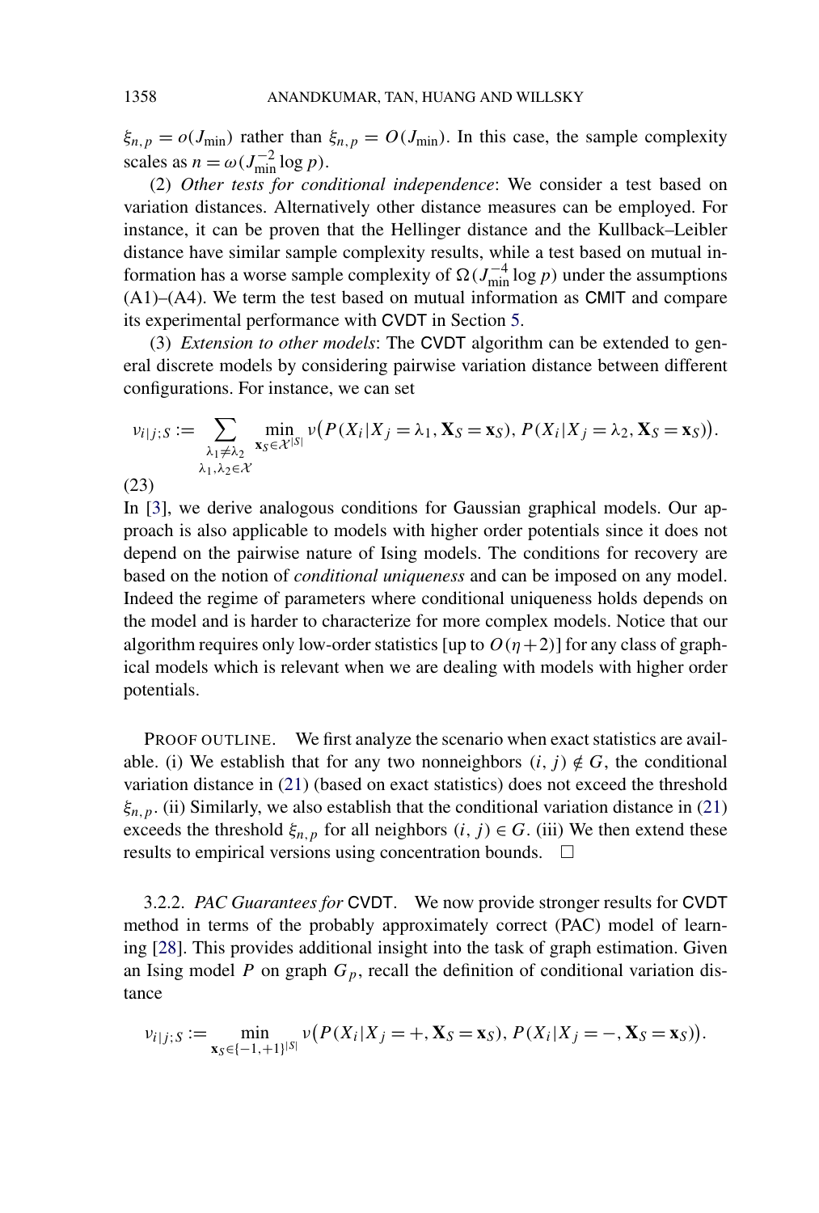$\xi_{n,p} = o(J_{\min})$ rather than $\xi_{n,p} = O(J_{\min})$. In this case, the sample complexity scales as $n = \omega(J_{\min}^{-2} \log p)$.

(2) *Other tests for conditional independence*: We consider a test based on variation distances. Alternatively other distance measures can be employed. For instance, it can be proven that the Hellinger distance and the Kullback–Leibler distance have similar sample complexity results, while a test based on mutual information has a worse sample complexity of $\Omega(J_{\min}^{-4} \log p)$ under the assumptions (A1)–(A4). We term the test based on mutual information as CMIT and compare its experimental performance with CVDT in Section 5.

(3) *Extension to other models*: The CVDT algorithm can be extended to general discrete models by considering pairwise variation distance between different configurations. For instance, we can set

$$\nu_{i|j;S} := \sum_{\substack{\lambda_1 \neq \lambda_2 \\ \lambda_1, \lambda_2 \in \mathcal{X}}} \min_{\mathbf{x}_S \in \mathcal{X}^{|S|}} \nu\big(P(X_i | X_j = \lambda_1, \mathbf{X}_S = \mathbf{x}_S), P(X_i | X_j = \lambda_2, \mathbf{X}_S = \mathbf{x}_S)\big). \tag{23}$$

In [3], we derive analogous conditions for Gaussian graphical models. Our approach is also applicable to models with higher order potentials since it does not depend on the pairwise nature of Ising models. The conditions for recovery are based on the notion of *conditional uniqueness* and can be imposed on any model. Indeed the regime of parameters where conditional uniqueness holds depends on the model and is harder to characterize for more complex models. Notice that our algorithm requires only low-order statistics [up to $O(\eta + 2)$] for any class of graphical models which is relevant when we are dealing with models with higher order potentials.

PROOF OUTLINE. We first analyze the scenario when exact statistics are available. (i) We establish that for any two nonneighbors $(i, j) \notin G$, the conditional variation distance in (21) (based on exact statistics) does not exceed the threshold $\xi_{n,p}$. (ii) Similarly, we also establish that the conditional variation distance in (21) exceeds the threshold $\xi_{n,p}$ for all neighbors $(i, j) \in G$. (iii) We then extend these results to empirical versions using concentration bounds. $\square$

3.2.2. *PAC Guarantees for* CVDT. We now provide stronger results for CVDT method in terms of the probably approximately correct (PAC) model of learning [28]. This provides additional insight into the task of graph estimation. Given an Ising model $P$ on graph $G_p$, recall the definition of conditional variation distance

$$\nu_{i|j;S} := \min_{\mathbf{x}_S \in \{-1,+1\}^{|S|}} \nu\big(P(X_i | X_j = +, \mathbf{X}_S = \mathbf{x}_S), P(X_i | X_j = -, \mathbf{X}_S = \mathbf{x}_S)\big).$$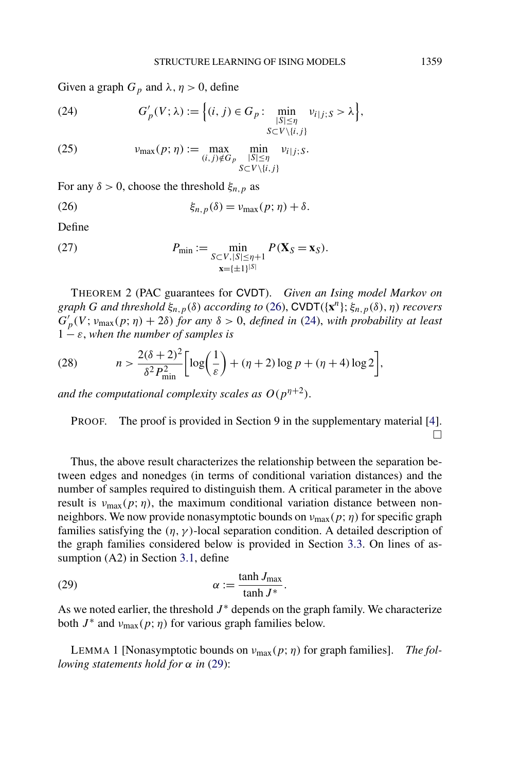Given a graph $G_p$ and $\lambda, \eta > 0$, define

$$G'_p(V;\lambda) := \Big\{(i,j) \in G_p : \min_{\substack{|S| \le \eta \\ S \subset V \setminus \{i,j\}}} \nu_{i|j;S} > \lambda\Big\}, \tag{24}$$

$$\nu_{\max}(p;\eta) := \max_{(i,j) \notin G_p} \min_{\substack{|S| \le \eta \\ S \subset V \setminus \{i,j\}}} \nu_{i|j;S}. \tag{25}$$

For any $\delta > 0$, choose the threshold $\xi_{n,p}$ as

$$\xi_{n,p}(\delta) = \nu_{\max}(p;\eta) + \delta. \tag{26}$$

Define

$$P_{\min} := \min_{\substack{S \subset V, |S| \le \eta+1 \\ \mathbf{x} = \{\pm 1\}^{|S|}}} P(\mathbf{X}_S = \mathbf{x}_S). \tag{27}$$

THEOREM 2 (PAC guarantees for CVDT). *Given an Ising model Markov on graph $G$ and threshold $\xi_{n,p}(\delta)$ according to* (26), CVDT$(\{\mathbf{x}^n\}; \xi_{n,p}(\delta), \eta)$ *recovers $G'_p(V; \nu_{\max}(p;\eta) + 2\delta)$ for any $\delta > 0$, defined in* (24), *with probability at least $1 - \varepsilon$, when the number of samples is*

$$n > \frac{2(\delta+2)^2}{\delta^2 P_{\min}^2}\bigg[\log\bigg(\frac{1}{\varepsilon}\bigg) + (\eta+2)\log p + (\eta+4)\log 2\bigg], \tag{28}$$

*and the computational complexity scales as $O(p^{\eta+2})$.*

PROOF. The proof is provided in Section 9 in the supplementary material [4]. □

Thus, the above result characterizes the relationship between the separation between edges and nonedges (in terms of conditional variation distances) and the number of samples required to distinguish them. A critical parameter in the above result is $\nu_{\max}(p;\eta)$, the maximum conditional variation distance between nonneighbors. We now provide nonasymptotic bounds on $\nu_{\max}(p;\eta)$ for specific graph families satisfying the $(\eta,\gamma)$-local separation condition. A detailed description of the graph families considered below is provided in Section 3.3. On lines of assumption (A2) in Section 3.1, define

$$\alpha := \frac{\tanh J_{\max}}{\tanh J^*}. \tag{29}$$

As we noted earlier, the threshold $J^*$ depends on the graph family. We characterize both $J^*$ and $\nu_{\max}(p;\eta)$ for various graph families below.

LEMMA 1 [Nonasymptotic bounds on $\nu_{\max}(p;\eta)$ for graph families]. *The following statements hold for $\alpha$ in* (29):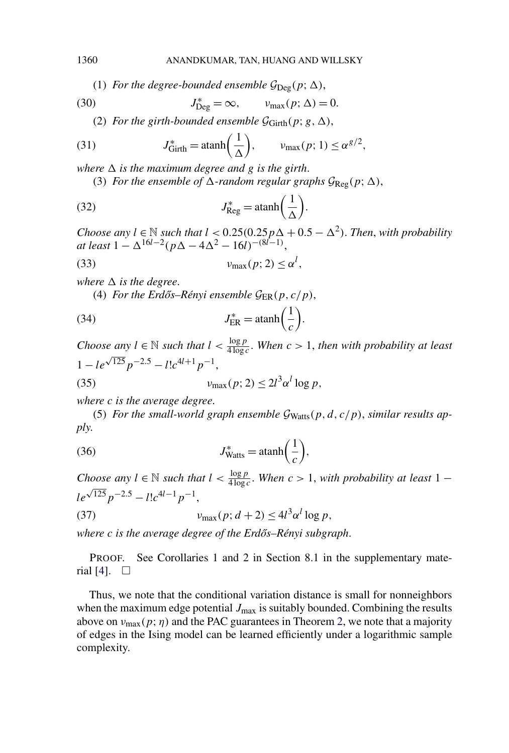(1) *For the degree-bounded ensemble* $\mathcal{G}_{\text{Deg}}(p; \Delta)$,

$$J^*_{\text{Deg}} = \infty, \qquad \nu_{\max}(p; \Delta) = 0. \tag{30}$$

(2) *For the girth-bounded ensemble* $\mathcal{G}_{\text{Girth}}(p; g, \Delta)$,

$$J^*_{\text{Girth}} = \operatorname{atanh}\left(\frac{1}{\Delta}\right), \qquad \nu_{\max}(p; 1) \le \alpha^{g/2}, \tag{31}$$

*where* $\Delta$ *is the maximum degree and* $g$ *is the girth.*

(3) *For the ensemble of* $\Delta$*-random regular graphs* $\mathcal{G}_{\text{Reg}}(p; \Delta)$,

$$J^*_{\text{Reg}} = \operatorname{atanh}\left(\frac{1}{\Delta}\right). \tag{32}$$

*Choose any* $l \in \mathbb{N}$ *such that* $l < 0.25(0.25p\Delta + 0.5 - \Delta^2)$. *Then, with probability at least* $1 - \Delta^{16l-2}(p\Delta - 4\Delta^2 - 16l)^{-(8l-1)}$,

$$\nu_{\max}(p; 2) \le \alpha^l, \tag{33}$$

*where* $\Delta$ *is the degree.*

(4) *For the Erdős–Rényi ensemble* $\mathcal{G}_{\text{ER}}(p, c/p)$,

$$J^*_{\text{ER}} = \operatorname{atanh}\left(\frac{1}{c}\right). \tag{34}$$

*Choose any* $l \in \mathbb{N}$ *such that* $l < \frac{\log p}{4 \log c}$. *When* $c > 1$, *then with probability at least* $1 - le^{\sqrt{125}}p^{-2.5} - l!c^{4l+1}p^{-1}$,

$$\nu_{\max}(p; 2) \le 2l^3\alpha^l \log p, \tag{35}$$

*where* $c$ *is the average degree.*

(5) *For the small-world graph ensemble* $\mathcal{G}_{\text{Watts}}(p, d, c/p)$, *similar results apply.*

$$J^*_{\text{Watts}} = \operatorname{atanh}\left(\frac{1}{c}\right), \tag{36}$$

*Choose any* $l \in \mathbb{N}$ *such that* $l < \frac{\log p}{4 \log c}$. *When* $c > 1$, *with probability at least* $1 - le^{\sqrt{125}}p^{-2.5} - l!c^{4l-1}p^{-1}$,

$$\nu_{\max}(p; d + 2) \le 4l^3\alpha^l \log p, \tag{37}$$

*where* $c$ *is the average degree of the Erdős–Rényi subgraph.*

PROOF. See Corollaries 1 and 2 in Section 8.1 in the supplementary material [4]. □

Thus, we note that the conditional variation distance is small for nonneighbors when the maximum edge potential $J_{\max}$ is suitably bounded. Combining the results above on $\nu_{\max}(p; \eta)$ and the PAC guarantees in Theorem 2, we note that a majority of edges in the Ising model can be learned efficiently under a logarithmic sample complexity.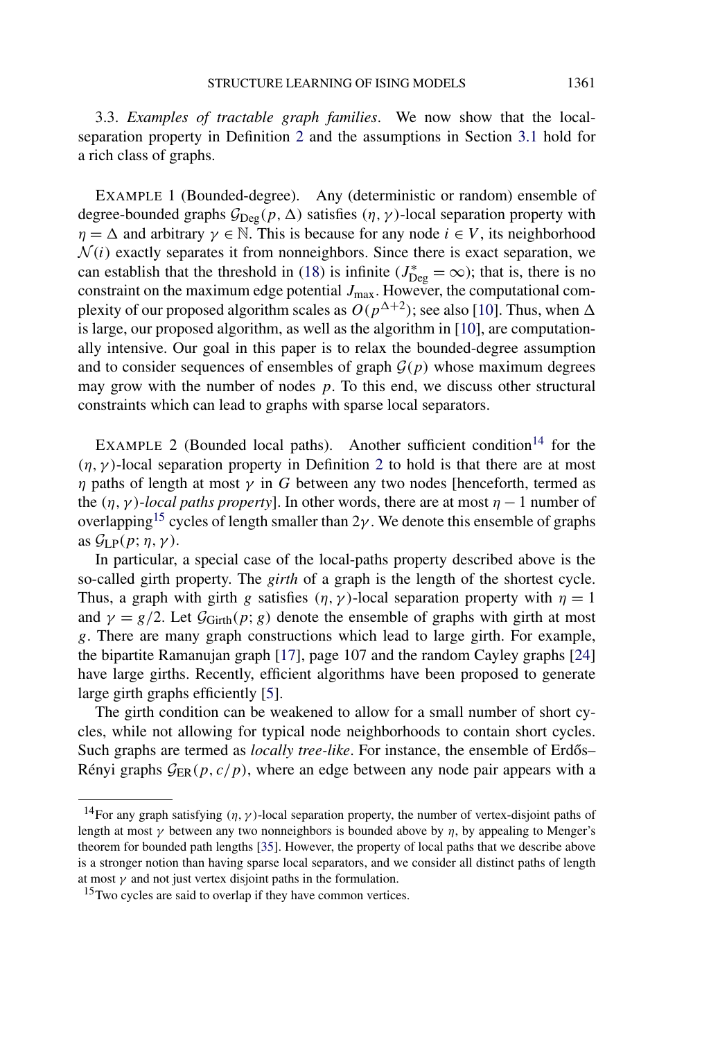3.3. *Examples of tractable graph families*. We now show that the local-separation property in Definition 2 and the assumptions in Section 3.1 hold for a rich class of graphs.

EXAMPLE 1 (Bounded-degree). Any (deterministic or random) ensemble of degree-bounded graphs $\mathcal{G}_{\mathrm{Deg}}(p, \Delta)$ satisfies $(\eta, \gamma)$-local separation property with $\eta = \Delta$ and arbitrary $\gamma \in \mathbb{N}$. This is because for any node $i \in V$, its neighborhood $\mathcal{N}(i)$ exactly separates it from nonneighbors. Since there is exact separation, we can establish that the threshold in (18) is infinite ($J^*_{\mathrm{Deg}} = \infty$); that is, there is no constraint on the maximum edge potential $J_{\max}$. However, the computational complexity of our proposed algorithm scales as $O(p^{\Delta+2})$; see also [10]. Thus, when $\Delta$ is large, our proposed algorithm, as well as the algorithm in [10], are computationally intensive. Our goal in this paper is to relax the bounded-degree assumption and to consider sequences of ensembles of graph $\mathcal{G}(p)$ whose maximum degrees may grow with the number of nodes $p$. To this end, we discuss other structural constraints which can lead to graphs with sparse local separators.

EXAMPLE 2 (Bounded local paths). Another sufficient condition[14] for the $(\eta, \gamma)$-local separation property in Definition 2 to hold is that there are at most $\eta$ paths of length at most $\gamma$ in $G$ between any two nodes [henceforth, termed as the $(\eta, \gamma)$-*local paths property*]. In other words, there are at most $\eta - 1$ number of overlapping[15] cycles of length smaller than $2\gamma$. We denote this ensemble of graphs as $\mathcal{G}_{\mathrm{LP}}(p; \eta, \gamma)$.

In particular, a special case of the local-paths property described above is the so-called girth property. The *girth* of a graph is the length of the shortest cycle. Thus, a graph with girth $g$ satisfies $(\eta, \gamma)$-local separation property with $\eta = 1$ and $\gamma = g/2$. Let $\mathcal{G}_{\mathrm{Girth}}(p; g)$ denote the ensemble of graphs with girth at most $g$. There are many graph constructions which lead to large girth. For example, the bipartite Ramanujan graph [17], page 107 and the random Cayley graphs [24] have large girths. Recently, efficient algorithms have been proposed to generate large girth graphs efficiently [5].

The girth condition can be weakened to allow for a small number of short cycles, while not allowing for typical node neighborhoods to contain short cycles. Such graphs are termed as *locally tree-like*. For instance, the ensemble of Erdős–Rényi graphs $\mathcal{G}_{\mathrm{ER}}(p, c/p)$, where an edge between any node pair appears with a

---

[14] For any graph satisfying $(\eta, \gamma)$-local separation property, the number of vertex-disjoint paths of length at most $\gamma$ between any two nonneighbors is bounded above by $\eta$, by appealing to Menger's theorem for bounded path lengths [35]. However, the property of local paths that we describe above is a stronger notion than having sparse local separators, and we consider all distinct paths of length at most $\gamma$ and not just vertex disjoint paths in the formulation.

[15] Two cycles are said to overlap if they have common vertices.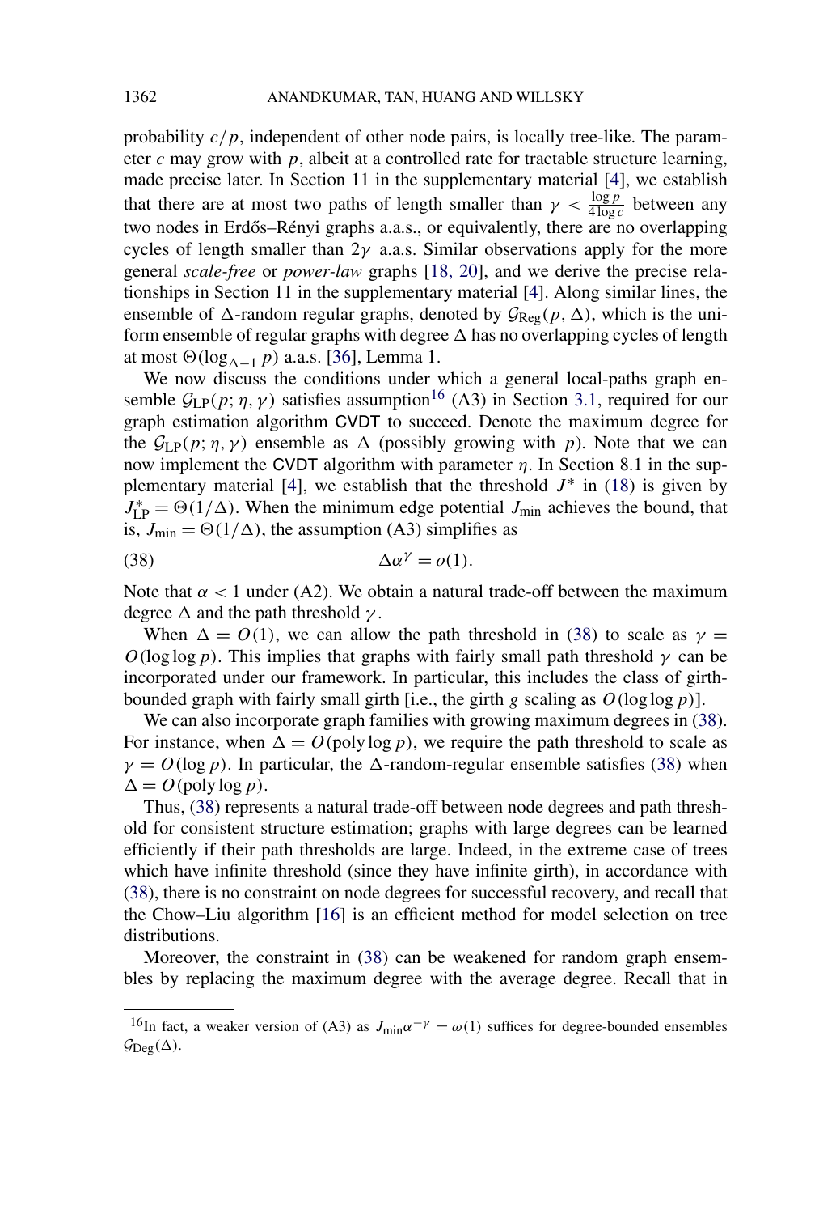probability $c/p$, independent of other node pairs, is locally tree-like. The parameter $c$ may grow with $p$, albeit at a controlled rate for tractable structure learning, made precise later. In Section 11 in the supplementary material [4], we establish that there are at most two paths of length smaller than $\gamma < \frac{\log p}{4 \log c}$ between any two nodes in Erdős–Rényi graphs a.a.s., or equivalently, there are no overlapping cycles of length smaller than $2\gamma$ a.a.s. Similar observations apply for the more general *scale-free* or *power-law* graphs [18, 20], and we derive the precise relationships in Section 11 in the supplementary material [4]. Along similar lines, the ensemble of $\Delta$-random regular graphs, denoted by $\mathcal{G}_{\mathrm{Reg}}(p, \Delta)$, which is the uniform ensemble of regular graphs with degree $\Delta$ has no overlapping cycles of length at most $\Theta(\log_{\Delta-1} p)$ a.a.s. [36], Lemma 1.

We now discuss the conditions under which a general local-paths graph ensemble $\mathcal{G}_{\mathrm{LP}}(p; \eta, \gamma)$ satisfies assumption[16] (A3) in Section 3.1, required for our graph estimation algorithm CVDT to succeed. Denote the maximum degree for the $\mathcal{G}_{\mathrm{LP}}(p; \eta, \gamma)$ ensemble as $\Delta$ (possibly growing with $p$). Note that we can now implement the CVDT algorithm with parameter $\eta$. In Section 8.1 in the supplementary material [4], we establish that the threshold $J^*$ in (18) is given by $J^*_{\mathrm{LP}} = \Theta(1/\Delta)$. When the minimum edge potential $J_{\min}$ achieves the bound, that is, $J_{\min} = \Theta(1/\Delta)$, the assumption (A3) simplifies as

$$\Delta \alpha^{\gamma} = o(1). \tag{38}$$

Note that $\alpha < 1$ under (A2). We obtain a natural trade-off between the maximum degree $\Delta$ and the path threshold $\gamma$.

When $\Delta = O(1)$, we can allow the path threshold in (38) to scale as $\gamma = O(\log \log p)$. This implies that graphs with fairly small path threshold $\gamma$ can be incorporated under our framework. In particular, this includes the class of girth-bounded graph with fairly small girth [i.e., the girth $g$ scaling as $O(\log \log p)$].

We can also incorporate graph families with growing maximum degrees in (38). For instance, when $\Delta = O(\operatorname{poly} \log p)$, we require the path threshold to scale as $\gamma = O(\log p)$. In particular, the $\Delta$-random-regular ensemble satisfies (38) when $\Delta = O(\operatorname{poly} \log p)$.

Thus, (38) represents a natural trade-off between node degrees and path threshold for consistent structure estimation; graphs with large degrees can be learned efficiently if their path thresholds are large. Indeed, in the extreme case of trees which have infinite threshold (since they have infinite girth), in accordance with (38), there is no constraint on node degrees for successful recovery, and recall that the Chow–Liu algorithm [16] is an efficient method for model selection on tree distributions.

Moreover, the constraint in (38) can be weakened for random graph ensembles by replacing the maximum degree with the average degree. Recall that in

---

[16] In fact, a weaker version of (A3) as $J_{\min} \alpha^{-\gamma} = \omega(1)$ suffices for degree-bounded ensembles $\mathcal{G}_{\mathrm{Deg}}(\Delta)$.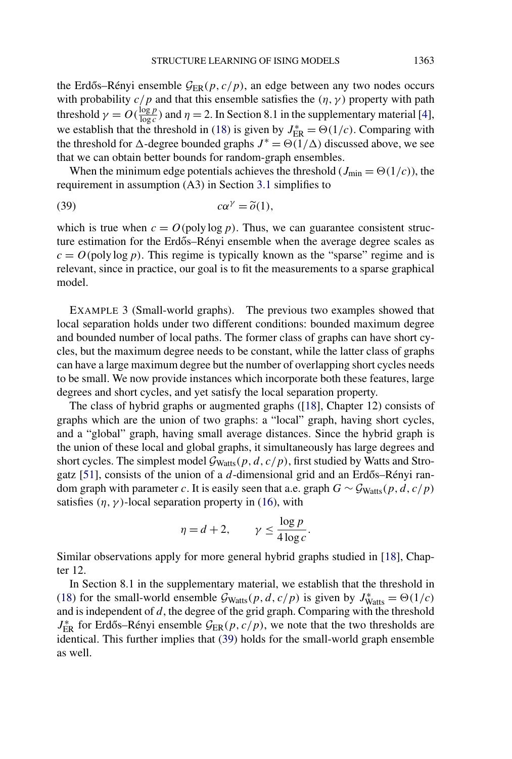the Erdős–Rényi ensemble $\mathcal{G}_{\text{ER}}(p, c/p)$, an edge between any two nodes occurs with probability $c/p$ and that this ensemble satisfies the $(\eta, \gamma)$ property with path threshold $\gamma = O(\frac{\log p}{\log c})$ and $\eta = 2$. In Section 8.1 in the supplementary material [4], we establish that the threshold in (18) is given by $J^*_{\text{ER}} = \Theta(1/c)$. Comparing with the threshold for $\Delta$-degree bounded graphs $J^* = \Theta(1/\Delta)$ discussed above, we see that we can obtain better bounds for random-graph ensembles.

When the minimum edge potentials achieves the threshold ($J_{\min} = \Theta(1/c)$), the requirement in assumption (A3) in Section 3.1 simplifies to

$$c\alpha^{\gamma} = \widetilde{o}(1), \tag{39}$$

which is true when $c = O(\text{poly} \log p)$. Thus, we can guarantee consistent structure estimation for the Erdős–Rényi ensemble when the average degree scales as $c = O(\text{poly} \log p)$. This regime is typically known as the "sparse" regime and is relevant, since in practice, our goal is to fit the measurements to a sparse graphical model.

EXAMPLE 3 (Small-world graphs). The previous two examples showed that local separation holds under two different conditions: bounded maximum degree and bounded number of local paths. The former class of graphs can have short cycles, but the maximum degree needs to be constant, while the latter class of graphs can have a large maximum degree but the number of overlapping short cycles needs to be small. We now provide instances which incorporate both these features, large degrees and short cycles, and yet satisfy the local separation property.

The class of hybrid graphs or augmented graphs ([18], Chapter 12) consists of graphs which are the union of two graphs: a "local" graph, having short cycles, and a "global" graph, having small average distances. Since the hybrid graph is the union of these local and global graphs, it simultaneously has large degrees and short cycles. The simplest model $\mathcal{G}_{\text{Watts}}(p, d, c/p)$, first studied by Watts and Strogatz [51], consists of the union of a $d$-dimensional grid and an Erdős–Rényi random graph with parameter $c$. It is easily seen that a.e. graph $G \sim \mathcal{G}_{\text{Watts}}(p, d, c/p)$ satisfies $(\eta, \gamma)$-local separation property in (16), with

$$\eta = d + 2, \qquad \gamma \leq \frac{\log p}{4 \log c}.$$

Similar observations apply for more general hybrid graphs studied in [18], Chapter 12.

In Section 8.1 in the supplementary material, we establish that the threshold in (18) for the small-world ensemble $\mathcal{G}_{\text{Watts}}(p, d, c/p)$ is given by $J^*_{\text{Watts}} = \Theta(1/c)$ and is independent of $d$, the degree of the grid graph. Comparing with the threshold $J^*_{\text{ER}}$ for Erdős–Rényi ensemble $\mathcal{G}_{\text{ER}}(p, c/p)$, we note that the two thresholds are identical. This further implies that (39) holds for the small-world graph ensemble as well.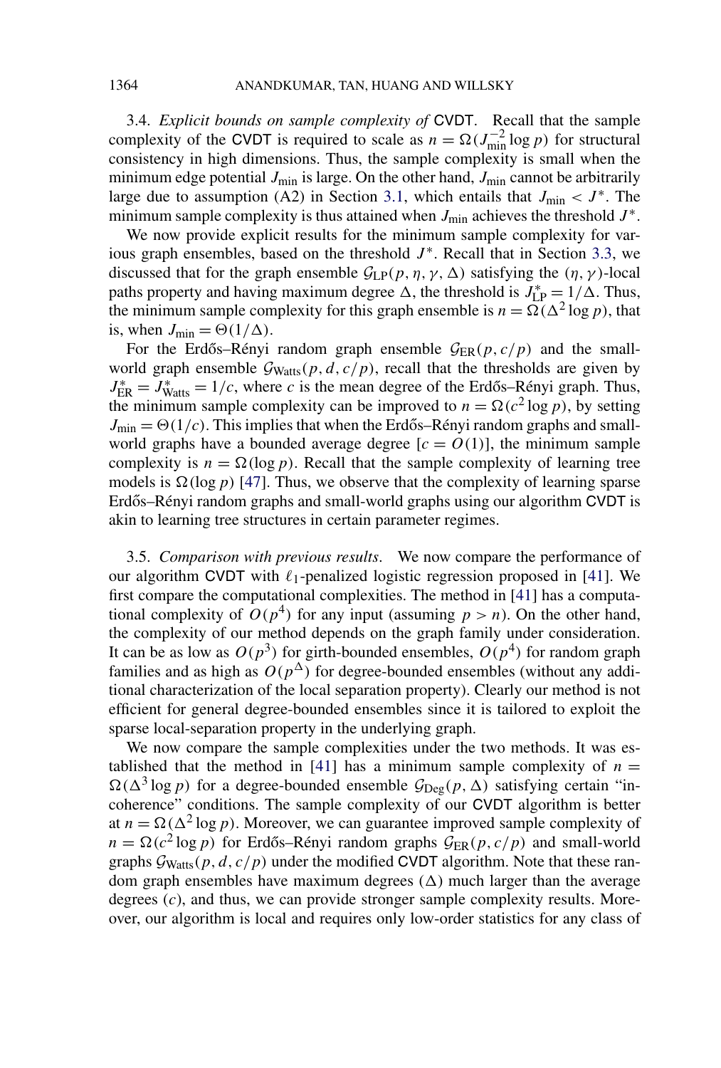3.4. *Explicit bounds on sample complexity of* CVDT. Recall that the sample complexity of the CVDT is required to scale as $n = \Omega(J_{\min}^{-2} \log p)$ for structural consistency in high dimensions. Thus, the sample complexity is small when the minimum edge potential $J_{\min}$ is large. On the other hand, $J_{\min}$ cannot be arbitrarily large due to assumption (A2) in Section 3.1, which entails that $J_{\min} < J^*$. The minimum sample complexity is thus attained when $J_{\min}$ achieves the threshold $J^*$.

We now provide explicit results for the minimum sample complexity for various graph ensembles, based on the threshold $J^*$. Recall that in Section 3.3, we discussed that for the graph ensemble $\mathcal{G}_{\mathrm{LP}}(p, \eta, \gamma, \Delta)$ satisfying the $(\eta, \gamma)$-local paths property and having maximum degree $\Delta$, the threshold is $J^*_{\mathrm{LP}} = 1/\Delta$. Thus, the minimum sample complexity for this graph ensemble is $n = \Omega(\Delta^2 \log p)$, that is, when $J_{\min} = \Theta(1/\Delta)$.

For the Erdős–Rényi random graph ensemble $\mathcal{G}_{\mathrm{ER}}(p, c/p)$ and the small-world graph ensemble $\mathcal{G}_{\mathrm{Watts}}(p, d, c/p)$, recall that the thresholds are given by $J^*_{\mathrm{ER}} = J^*_{\mathrm{Watts}} = 1/c$, where $c$ is the mean degree of the Erdős–Rényi graph. Thus, the minimum sample complexity can be improved to $n = \Omega(c^2 \log p)$, by setting $J_{\min} = \Theta(1/c)$. This implies that when the Erdős–Rényi random graphs and small-world graphs have a bounded average degree [$c = O(1)$], the minimum sample complexity is $n = \Omega(\log p)$. Recall that the sample complexity of learning tree models is $\Omega(\log p)$ [47]. Thus, we observe that the complexity of learning sparse Erdős–Rényi random graphs and small-world graphs using our algorithm CVDT is akin to learning tree structures in certain parameter regimes.

3.5. *Comparison with previous results*. We now compare the performance of our algorithm CVDT with $\ell_1$-penalized logistic regression proposed in [41]. We first compare the computational complexities. The method in [41] has a computational complexity of $O(p^4)$ for any input (assuming $p > n$). On the other hand, the complexity of our method depends on the graph family under consideration. It can be as low as $O(p^3)$ for girth-bounded ensembles, $O(p^4)$ for random graph families and as high as $O(p^\Delta)$ for degree-bounded ensembles (without any additional characterization of the local separation property). Clearly our method is not efficient for general degree-bounded ensembles since it is tailored to exploit the sparse local-separation property in the underlying graph.

We now compare the sample complexities under the two methods. It was established that the method in [41] has a minimum sample complexity of $n = \Omega(\Delta^3 \log p)$ for a degree-bounded ensemble $\mathcal{G}_{\mathrm{Deg}}(p, \Delta)$ satisfying certain "incoherence" conditions. The sample complexity of our CVDT algorithm is better at $n = \Omega(\Delta^2 \log p)$. Moreover, we can guarantee improved sample complexity of $n = \Omega(c^2 \log p)$ for Erdős–Rényi random graphs $\mathcal{G}_{\mathrm{ER}}(p, c/p)$ and small-world graphs $\mathcal{G}_{\mathrm{Watts}}(p, d, c/p)$ under the modified CVDT algorithm. Note that these random graph ensembles have maximum degrees ($\Delta$) much larger than the average degrees ($c$), and thus, we can provide stronger sample complexity results. Moreover, our algorithm is local and requires only low-order statistics for any class of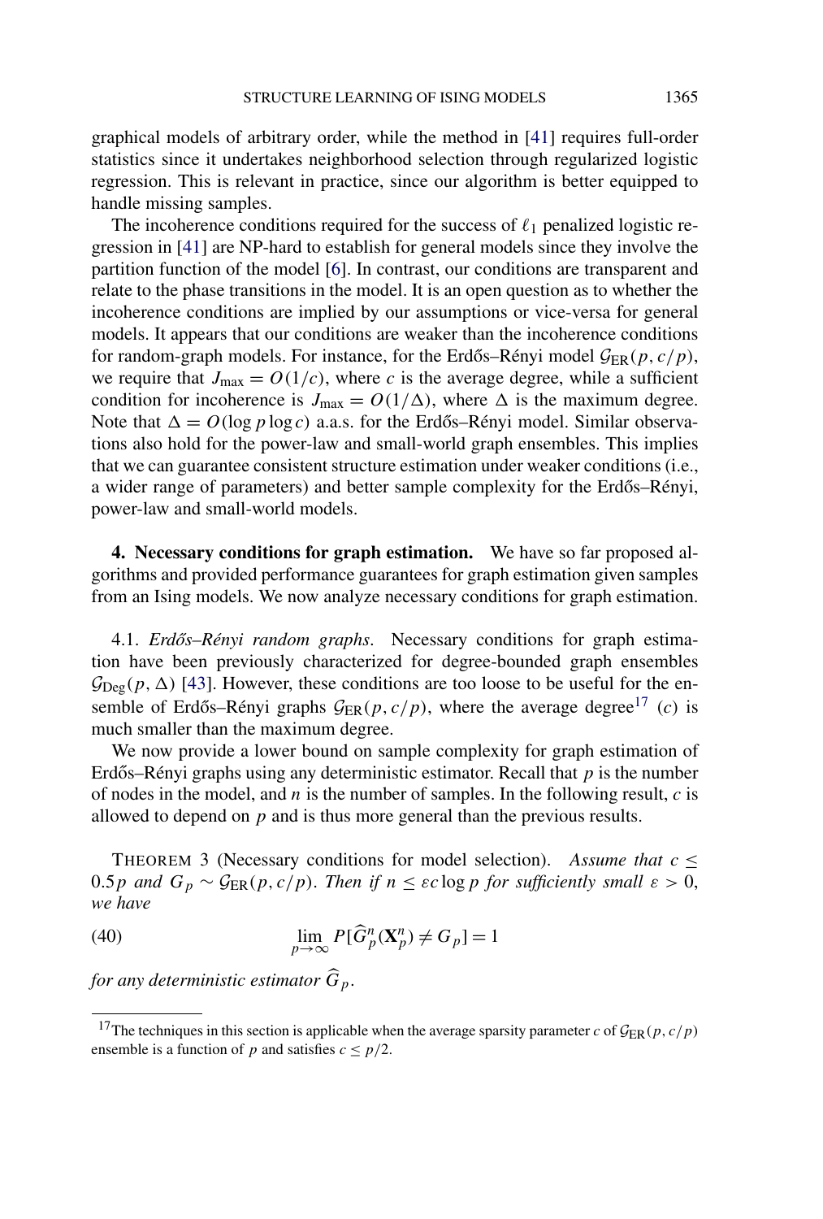graphical models of arbitrary order, while the method in [41] requires full-order statistics since it undertakes neighborhood selection through regularized logistic regression. This is relevant in practice, since our algorithm is better equipped to handle missing samples.

The incoherence conditions required for the success of $\ell_1$ penalized logistic regression in [41] are NP-hard to establish for general models since they involve the partition function of the model [6]. In contrast, our conditions are transparent and relate to the phase transitions in the model. It is an open question as to whether the incoherence conditions are implied by our assumptions or vice-versa for general models. It appears that our conditions are weaker than the incoherence conditions for random-graph models. For instance, for the Erdős–Rényi model $\mathcal{G}_{\mathrm{ER}}(p, c/p)$, we require that $J_{\max} = O(1/c)$, where $c$ is the average degree, while a sufficient condition for incoherence is $J_{\max} = O(1/\Delta)$, where $\Delta$ is the maximum degree. Note that $\Delta = O(\log p \log c)$ a.a.s. for the Erdős–Rényi model. Similar observations also hold for the power-law and small-world graph ensembles. This implies that we can guarantee consistent structure estimation under weaker conditions (i.e., a wider range of parameters) and better sample complexity for the Erdős–Rényi, power-law and small-world models.

## 4. Necessary conditions for graph estimation.

We have so far proposed algorithms and provided performance guarantees for graph estimation given samples from an Ising models. We now analyze necessary conditions for graph estimation.

### 4.1. *Erdős–Rényi random graphs*.

Necessary conditions for graph estimation have been previously characterized for degree-bounded graph ensembles $\mathcal{G}_{\mathrm{Deg}}(p, \Delta)$ [43]. However, these conditions are too loose to be useful for the ensemble of Erdős–Rényi graphs $\mathcal{G}_{\mathrm{ER}}(p, c/p)$, where the average degree[17] ($c$) is much smaller than the maximum degree.

We now provide a lower bound on sample complexity for graph estimation of Erdős–Rényi graphs using any deterministic estimator. Recall that $p$ is the number of nodes in the model, and $n$ is the number of samples. In the following result, $c$ is allowed to depend on $p$ and is thus more general than the previous results.

THEOREM 3 (Necessary conditions for model selection). *Assume that $c \le 0.5p$ and $G_p \sim \mathcal{G}_{\mathrm{ER}}(p, c/p)$. Then if $n \le \varepsilon c \log p$ for sufficiently small $\varepsilon > 0$, we have*

$$\lim_{p\to\infty} P[\widehat{G}_p^n(\mathbf{X}_p^n) \neq G_p] = 1 \tag{40}$$

*for any deterministic estimator $\widehat{G}_p$.*

[17] The techniques in this section is applicable when the average sparsity parameter $c$ of $\mathcal{G}_{\mathrm{ER}}(p, c/p)$ ensemble is a function of $p$ and satisfies $c \le p/2$.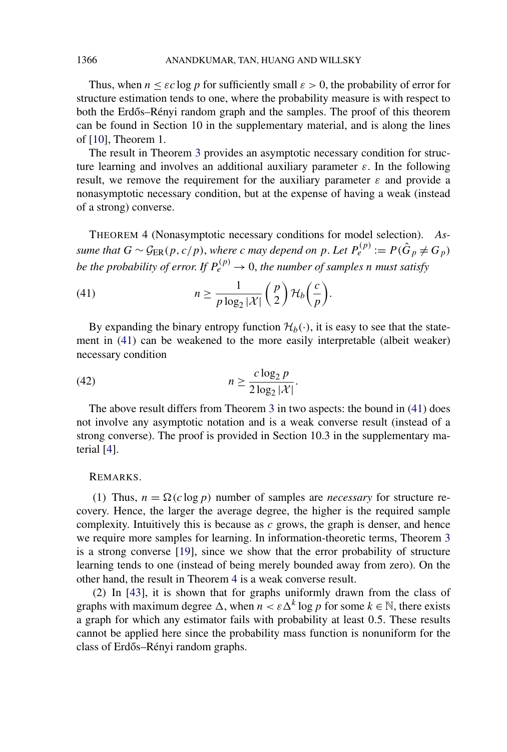Thus, when $n \leq \varepsilon c \log p$ for sufficiently small $\varepsilon > 0$, the probability of error for structure estimation tends to one, where the probability measure is with respect to both the Erdős–Rényi random graph and the samples. The proof of this theorem can be found in Section 10 in the supplementary material, and is along the lines of [10], Theorem 1.

The result in Theorem 3 provides an asymptotic necessary condition for structure learning and involves an additional auxiliary parameter $\varepsilon$. In the following result, we remove the requirement for the auxiliary parameter $\varepsilon$ and provide a nonasymptotic necessary condition, but at the expense of having a weak (instead of a strong) converse.

THEOREM 4 (Nonasymptotic necessary conditions for model selection). *Assume that $G \sim \mathcal{G}_{\mathrm{ER}}(p, c/p)$, where $c$ may depend on $p$. Let $P_e^{(p)} := P(\hat{G}_p \neq G_p)$ be the probability of error. If $P_e^{(p)} \to 0$, the number of samples $n$ must satisfy*

$$n \geq \frac{1}{p \log_2 |\mathcal{X}|} \binom{p}{2} \mathcal{H}_b\left(\frac{c}{p}\right). \tag{41}$$

By expanding the binary entropy function $\mathcal{H}_b(\cdot)$, it is easy to see that the statement in (41) can be weakened to the more easily interpretable (albeit weaker) necessary condition

$$n \geq \frac{c \log_2 p}{2 \log_2 |\mathcal{X}|}. \tag{42}$$

The above result differs from Theorem 3 in two aspects: the bound in (41) does not involve any asymptotic notation and is a weak converse result (instead of a strong converse). The proof is provided in Section 10.3 in the supplementary material [4].

REMARKS.

(1) Thus, $n = \Omega(c \log p)$ number of samples are *necessary* for structure recovery. Hence, the larger the average degree, the higher is the required sample complexity. Intuitively this is because as $c$ grows, the graph is denser, and hence we require more samples for learning. In information-theoretic terms, Theorem 3 is a strong converse [19], since we show that the error probability of structure learning tends to one (instead of being merely bounded away from zero). On the other hand, the result in Theorem 4 is a weak converse result.

(2) In [43], it is shown that for graphs uniformly drawn from the class of graphs with maximum degree $\Delta$, when $n < \varepsilon \Delta^k \log p$ for some $k \in \mathbb{N}$, there exists a graph for which any estimator fails with probability at least 0.5. These results cannot be applied here since the probability mass function is nonuniform for the class of Erdős–Rényi random graphs.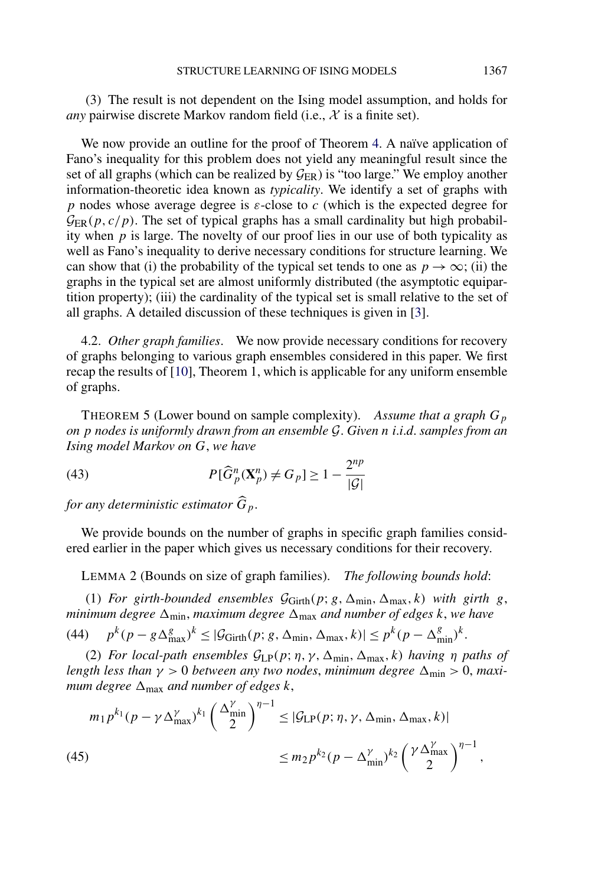(3) The result is not dependent on the Ising model assumption, and holds for *any* pairwise discrete Markov random field (i.e., $\mathcal{X}$ is a finite set).

We now provide an outline for the proof of Theorem 4. A naïve application of Fano's inequality for this problem does not yield any meaningful result since the set of all graphs (which can be realized by $\mathcal{G}_{\mathrm{ER}}$) is "too large." We employ another information-theoretic idea known as *typicality*. We identify a set of graphs with $p$ nodes whose average degree is $\varepsilon$-close to $c$ (which is the expected degree for $\mathcal{G}_{\mathrm{ER}}(p, c/p)$. The set of typical graphs has a small cardinality but high probability when $p$ is large. The novelty of our proof lies in our use of both typicality as well as Fano's inequality to derive necessary conditions for structure learning. We can show that (i) the probability of the typical set tends to one as $p \to \infty$; (ii) the graphs in the typical set are almost uniformly distributed (the asymptotic equipartition property); (iii) the cardinality of the typical set is small relative to the set of all graphs. A detailed discussion of these techniques is given in [3].

4.2. *Other graph families*. We now provide necessary conditions for recovery of graphs belonging to various graph ensembles considered in this paper. We first recap the results of [10], Theorem 1, which is applicable for any uniform ensemble of graphs.

THEOREM 5 (Lower bound on sample complexity). *Assume that a graph $G_p$ on $p$ nodes is uniformly drawn from an ensemble $\mathcal{G}$. Given $n$ i.i.d. samples from an Ising model Markov on $G$, we have*

$$P[\widehat{G}_p^n(\mathbf{X}_p^n) \neq G_p] \geq 1 - \frac{2^{np}}{|\mathcal{G}|} \tag{43}$$

*for any deterministic estimator $\widehat{G}_p$.*

We provide bounds on the number of graphs in specific graph families considered earlier in the paper which gives us necessary conditions for their recovery.

LEMMA 2 (Bounds on size of graph families). *The following bounds hold*:

(1) *For girth-bounded ensembles $\mathcal{G}_{\mathrm{Girth}}(p; g, \Delta_{\min}, \Delta_{\max}, k)$ with girth $g$, minimum degree $\Delta_{\min}$, maximum degree $\Delta_{\max}$ and number of edges $k$, we have*

$$p^k(p - g\Delta_{\max}^g)^k \leq |\mathcal{G}_{\mathrm{Girth}}(p; g, \Delta_{\min}, \Delta_{\max}, k)| \leq p^k(p - \Delta_{\min}^g)^k. \tag{44}$$

(2) *For local-path ensembles $\mathcal{G}_{\mathrm{LP}}(p; \eta, \gamma, \Delta_{\min}, \Delta_{\max}, k)$ having $\eta$ paths of length less than $\gamma > 0$ between any two nodes, minimum degree $\Delta_{\min} > 0$, maximum degree $\Delta_{\max}$ and number of edges $k$,*

$$\begin{aligned} m_1 p^{k_1}(p - \gamma\Delta_{\max}^\gamma)^{k_1} \binom{\Delta_{\min}^\gamma}{2}^{\eta-1} &\leq |\mathcal{G}_{\mathrm{LP}}(p; \eta, \gamma, \Delta_{\min}, \Delta_{\max}, k)| \\ &\leq m_2 p^{k_2}(p - \Delta_{\min}^\gamma)^{k_2} \binom{\gamma\Delta_{\max}^\gamma}{2}^{\eta-1}, \end{aligned} \tag{45}$$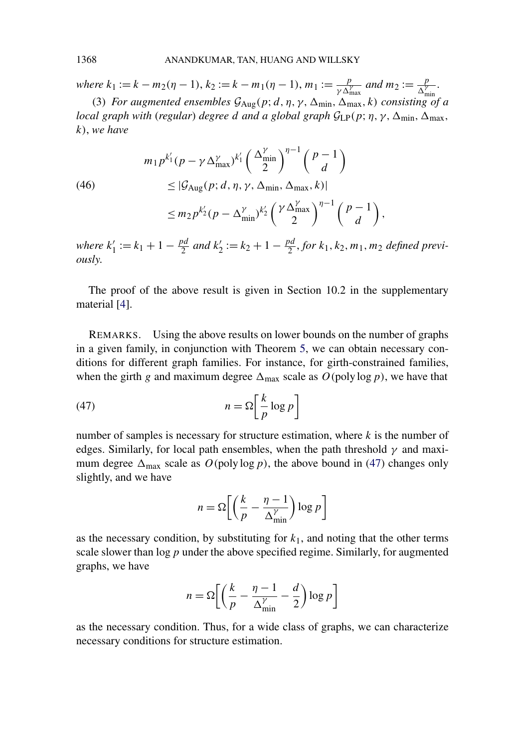*where* $k_1 := k - m_2(\eta - 1)$, $k_2 := k - m_1(\eta - 1)$, $m_1 := \frac{p}{\gamma \Delta_{\max}^{\gamma}}$ *and* $m_2 := \frac{p}{\Delta_{\min}^{\gamma}}$.

(3) *For augmented ensembles* $\mathcal{G}_{\mathrm{Aug}}(p; d, \eta, \gamma, \Delta_{\min}, \Delta_{\max}, k)$ *consisting of a local graph with* (*regular*) *degree* $d$ *and a global graph* $\mathcal{G}_{\mathrm{LP}}(p; \eta, \gamma, \Delta_{\min}, \Delta_{\max}, k)$, *we have*

$$
\begin{aligned}
& m_1 p^{k_1'} (p - \gamma \Delta_{\max}^{\gamma})^{k_1'} \left( \frac{\Delta_{\min}^{\gamma}}{2} \right)^{\eta - 1} \binom{p-1}{d} \\
& \quad \leq |\mathcal{G}_{\mathrm{Aug}}(p; d, \eta, \gamma, \Delta_{\min}, \Delta_{\max}, k)| \\
& \quad \leq m_2 p^{k_2'} (p - \Delta_{\min}^{\gamma})^{k_2'} \left( \frac{\gamma \Delta_{\max}^{\gamma}}{2} \right)^{\eta - 1} \binom{p-1}{d},
\end{aligned} \tag{46}
$$

*where* $k_1' := k_1 + 1 - \frac{pd}{2}$ *and* $k_2' := k_2 + 1 - \frac{pd}{2}$, *for* $k_1, k_2, m_1, m_2$ *defined previously.*

The proof of the above result is given in Section 10.2 in the supplementary material [4].

REMARKS. Using the above results on lower bounds on the number of graphs in a given family, in conjunction with Theorem 5, we can obtain necessary conditions for different graph families. For instance, for girth-constrained families, when the girth $g$ and maximum degree $\Delta_{\max}$ scale as $O(\operatorname{poly} \log p)$, we have that

$$
n = \Omega\left[ \frac{k}{p} \log p \right] \tag{47}
$$

number of samples is necessary for structure estimation, where $k$ is the number of edges. Similarly, for local path ensembles, when the path threshold $\gamma$ and maximum degree $\Delta_{\max}$ scale as $O(\operatorname{poly} \log p)$, the above bound in (47) changes only slightly, and we have

$$
n = \Omega\left[ \left( \frac{k}{p} - \frac{\eta - 1}{\Delta_{\min}^{\gamma}} \right) \log p \right]
$$

as the necessary condition, by substituting for $k_1$, and noting that the other terms scale slower than $\log p$ under the above specified regime. Similarly, for augmented graphs, we have

$$
n = \Omega\left[ \left( \frac{k}{p} - \frac{\eta - 1}{\Delta_{\min}^{\gamma}} - \frac{d}{2} \right) \log p \right]
$$

as the necessary condition. Thus, for a wide class of graphs, we can characterize necessary conditions for structure estimation.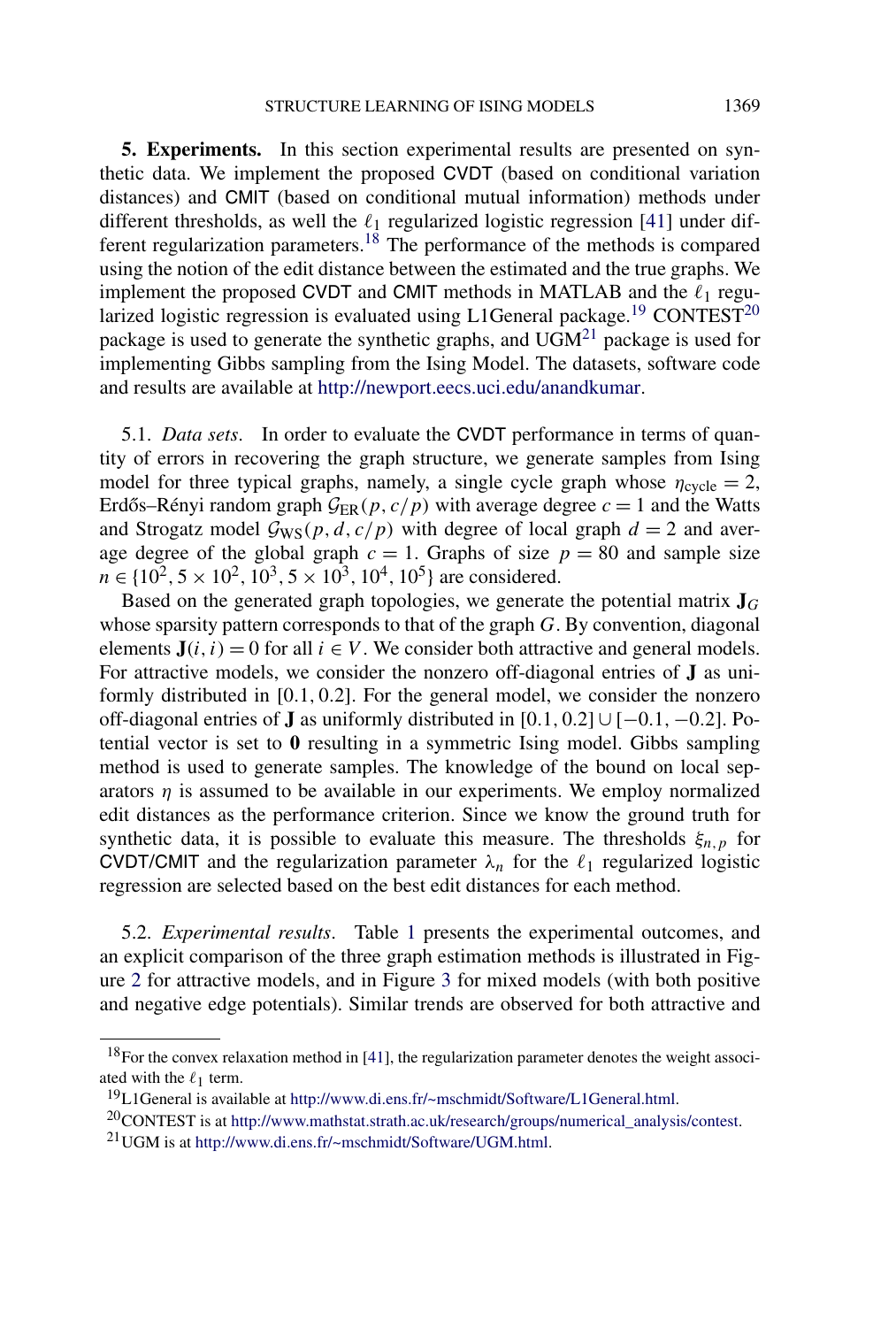## 5. Experiments.

In this section experimental results are presented on synthetic data. We implement the proposed CVDT (based on conditional variation distances) and CMIT (based on conditional mutual information) methods under different thresholds, as well the $\ell_1$ regularized logistic regression [41] under different regularization parameters.[18] The performance of the methods is compared using the notion of the edit distance between the estimated and the true graphs. We implement the proposed CVDT and CMIT methods in MATLAB and the $\ell_1$ regularized logistic regression is evaluated using L1General package.[19] CONTEST[20] package is used to generate the synthetic graphs, and UGM[21] package is used for implementing Gibbs sampling from the Ising Model. The datasets, software code and results are available at http://newport.eecs.uci.edu/anandkumar.

### 5.1. *Data sets*.

In order to evaluate the CVDT performance in terms of quantity of errors in recovering the graph structure, we generate samples from Ising model for three typical graphs, namely, a single cycle graph whose $\eta_{\text{cycle}} = 2$, Erdős–Rényi random graph $\mathcal{G}_{\text{ER}}(p, c/p)$ with average degree $c = 1$ and the Watts and Strogatz model $\mathcal{G}_{\text{WS}}(p, d, c/p)$ with degree of local graph $d = 2$ and average degree of the global graph $c = 1$. Graphs of size $p = 80$ and sample size $n \in \{10^2, 5 \times 10^2, 10^3, 5 \times 10^3, 10^4, 10^5\}$ are considered.

Based on the generated graph topologies, we generate the potential matrix $\mathbf{J}_G$ whose sparsity pattern corresponds to that of the graph $G$. By convention, diagonal elements $\mathbf{J}(i, i) = 0$ for all $i \in V$. We consider both attractive and general models. For attractive models, we consider the nonzero off-diagonal entries of $\mathbf{J}$ as uniformly distributed in $[0.1, 0.2]$. For the general model, we consider the nonzero off-diagonal entries of $\mathbf{J}$ as uniformly distributed in $[0.1, 0.2] \cup [-0.1, -0.2]$. Potential vector is set to $\mathbf{0}$ resulting in a symmetric Ising model. Gibbs sampling method is used to generate samples. The knowledge of the bound on local separators $\eta$ is assumed to be available in our experiments. We employ normalized edit distances as the performance criterion. Since we know the ground truth for synthetic data, it is possible to evaluate this measure. The thresholds $\xi_{n,p}$ for CVDT/CMIT and the regularization parameter $\lambda_n$ for the $\ell_1$ regularized logistic regression are selected based on the best edit distances for each method.

### 5.2. *Experimental results*.

Table 1 presents the experimental outcomes, and an explicit comparison of the three graph estimation methods is illustrated in Figure 2 for attractive models, and in Figure 3 for mixed models (with both positive and negative edge potentials). Similar trends are observed for both attractive and

---

[18] For the convex relaxation method in [41], the regularization parameter denotes the weight associated with the $\ell_1$ term.

[19] L1General is available at http://www.di.ens.fr/~mschmidt/Software/L1General.html.

[20] CONTEST is at http://www.mathstat.strath.ac.uk/research/groups/numerical_analysis/contest.

[21] UGM is at http://www.di.ens.fr/~mschmidt/Software/UGM.html.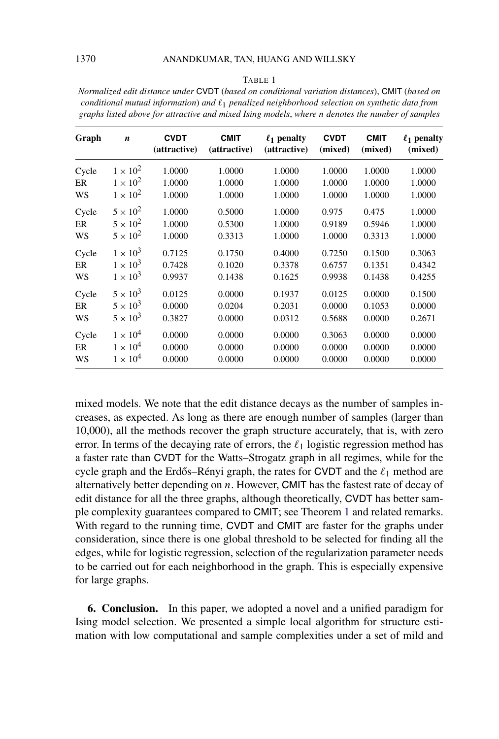TABLE 1

*Normalized edit distance under* CVDT (*based on conditional variation distances*), CMIT (*based on conditional mutual information*) *and* $\ell_1$ *penalized neighborhood selection on synthetic data from graphs listed above for attractive and mixed Ising models, where n denotes the number of samples*

| Graph | $n$ | CVDT (attractive) | CMIT (attractive) | $\ell_1$ penalty (attractive) | CVDT (mixed) | CMIT (mixed) | $\ell_1$ penalty (mixed) |
|---|---|---|---|---|---|---|---|
| Cycle | $1 \times 10^2$ | 1.0000 | 1.0000 | 1.0000 | 1.0000 | 1.0000 | 1.0000 |
| ER | $1 \times 10^2$ | 1.0000 | 1.0000 | 1.0000 | 1.0000 | 1.0000 | 1.0000 |
| WS | $1 \times 10^2$ | 1.0000 | 1.0000 | 1.0000 | 1.0000 | 1.0000 | 1.0000 |
| Cycle | $5 \times 10^2$ | 1.0000 | 0.5000 | 1.0000 | 0.975 | 0.475 | 1.0000 |
| ER | $5 \times 10^2$ | 1.0000 | 0.5300 | 1.0000 | 0.9189 | 0.5946 | 1.0000 |
| WS | $5 \times 10^2$ | 1.0000 | 0.3313 | 1.0000 | 1.0000 | 0.3313 | 1.0000 |
| Cycle | $1 \times 10^3$ | 0.7125 | 0.1750 | 0.4000 | 0.7250 | 0.1500 | 0.3063 |
| ER | $1 \times 10^3$ | 0.7428 | 0.1020 | 0.3378 | 0.6757 | 0.1351 | 0.4342 |
| WS | $1 \times 10^3$ | 0.9937 | 0.1438 | 0.1625 | 0.9938 | 0.1438 | 0.4255 |
| Cycle | $5 \times 10^3$ | 0.0125 | 0.0000 | 0.1937 | 0.0125 | 0.0000 | 0.1500 |
| ER | $5 \times 10^3$ | 0.0000 | 0.0204 | 0.2031 | 0.0000 | 0.1053 | 0.0000 |
| WS | $5 \times 10^3$ | 0.3827 | 0.0000 | 0.0312 | 0.5688 | 0.0000 | 0.2671 |
| Cycle | $1 \times 10^4$ | 0.0000 | 0.0000 | 0.0000 | 0.3063 | 0.0000 | 0.0000 |
| ER | $1 \times 10^4$ | 0.0000 | 0.0000 | 0.0000 | 0.0000 | 0.0000 | 0.0000 |
| WS | $1 \times 10^4$ | 0.0000 | 0.0000 | 0.0000 | 0.0000 | 0.0000 | 0.0000 |

mixed models. We note that the edit distance decays as the number of samples increases, as expected. As long as there are enough number of samples (larger than 10,000), all the methods recover the graph structure accurately, that is, with zero error. In terms of the decaying rate of errors, the $\ell_1$ logistic regression method has a faster rate than CVDT for the Watts–Strogatz graph in all regimes, while for the cycle graph and the Erdős–Rényi graph, the rates for CVDT and the $\ell_1$ method are alternatively better depending on $n$. However, CMIT has the fastest rate of decay of edit distance for all the three graphs, although theoretically, CVDT has better sample complexity guarantees compared to CMIT; see Theorem 1 and related remarks. With regard to the running time, CVDT and CMIT are faster for the graphs under consideration, since there is one global threshold to be selected for finding all the edges, while for logistic regression, selection of the regularization parameter needs to be carried out for each neighborhood in the graph. This is especially expensive for large graphs.

## 6. Conclusion.

In this paper, we adopted a novel and a unified paradigm for Ising model selection. We presented a simple local algorithm for structure estimation with low computational and sample complexities under a set of mild and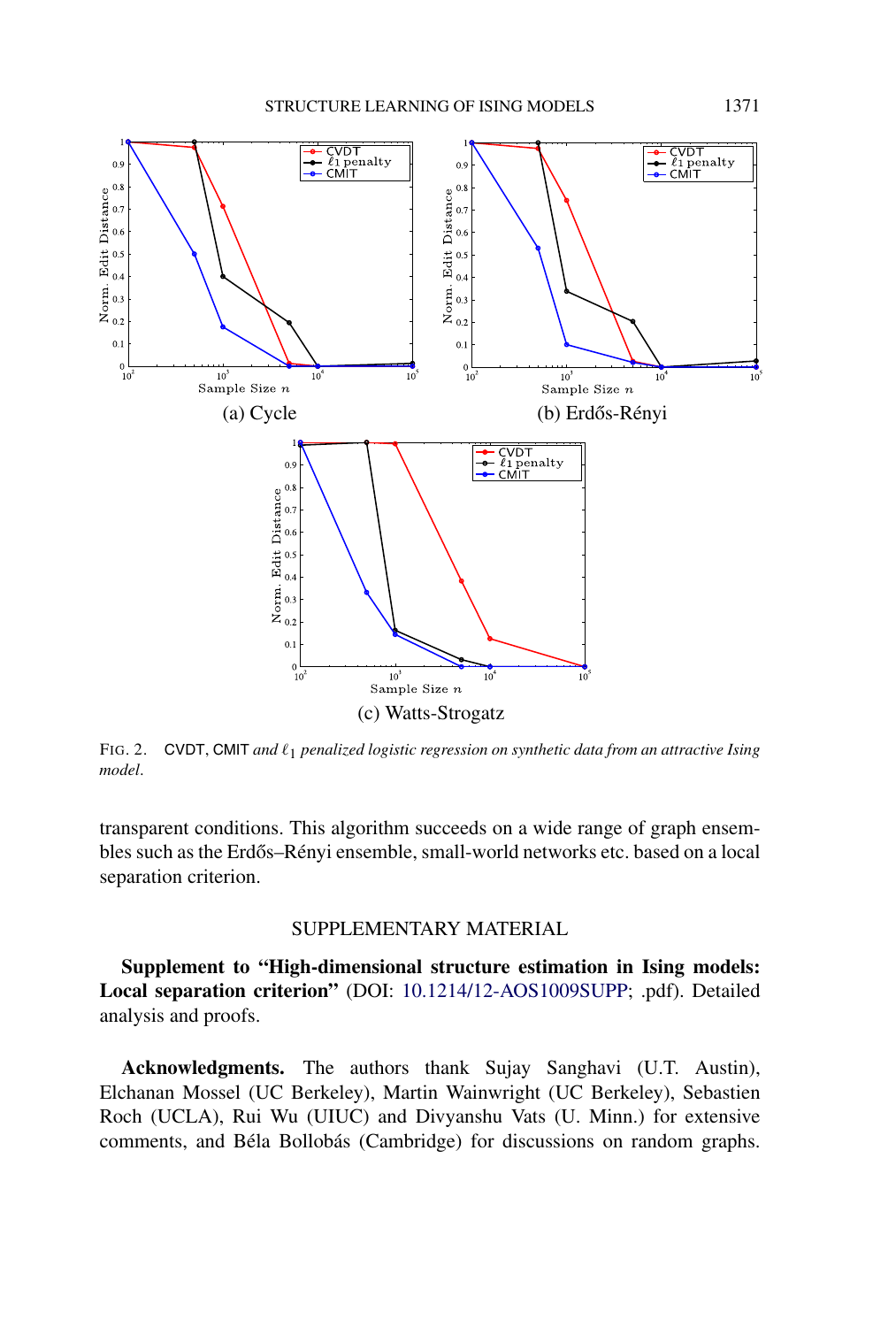(a) Cycle

(b) Erdős-Rényi

(c) Watts-Strogatz

FIG. 2. CVDT, CMIT *and* $\ell_1$ *penalized logistic regression on synthetic data from an attractive Ising model.*

transparent conditions. This algorithm succeeds on a wide range of graph ensembles such as the Erdős–Rényi ensemble, small-world networks etc. based on a local separation criterion.

## SUPPLEMENTARY MATERIAL

**Supplement to "High-dimensional structure estimation in Ising models: Local separation criterion"** (DOI: 10.1214/12-AOS1009SUPP; .pdf). Detailed analysis and proofs.

**Acknowledgments.** The authors thank Sujay Sanghavi (U.T. Austin), Elchanan Mossel (UC Berkeley), Martin Wainwright (UC Berkeley), Sebastien Roch (UCLA), Rui Wu (UIUC) and Divyanshu Vats (U. Minn.) for extensive comments, and Béla Bollobás (Cambridge) for discussions on random graphs.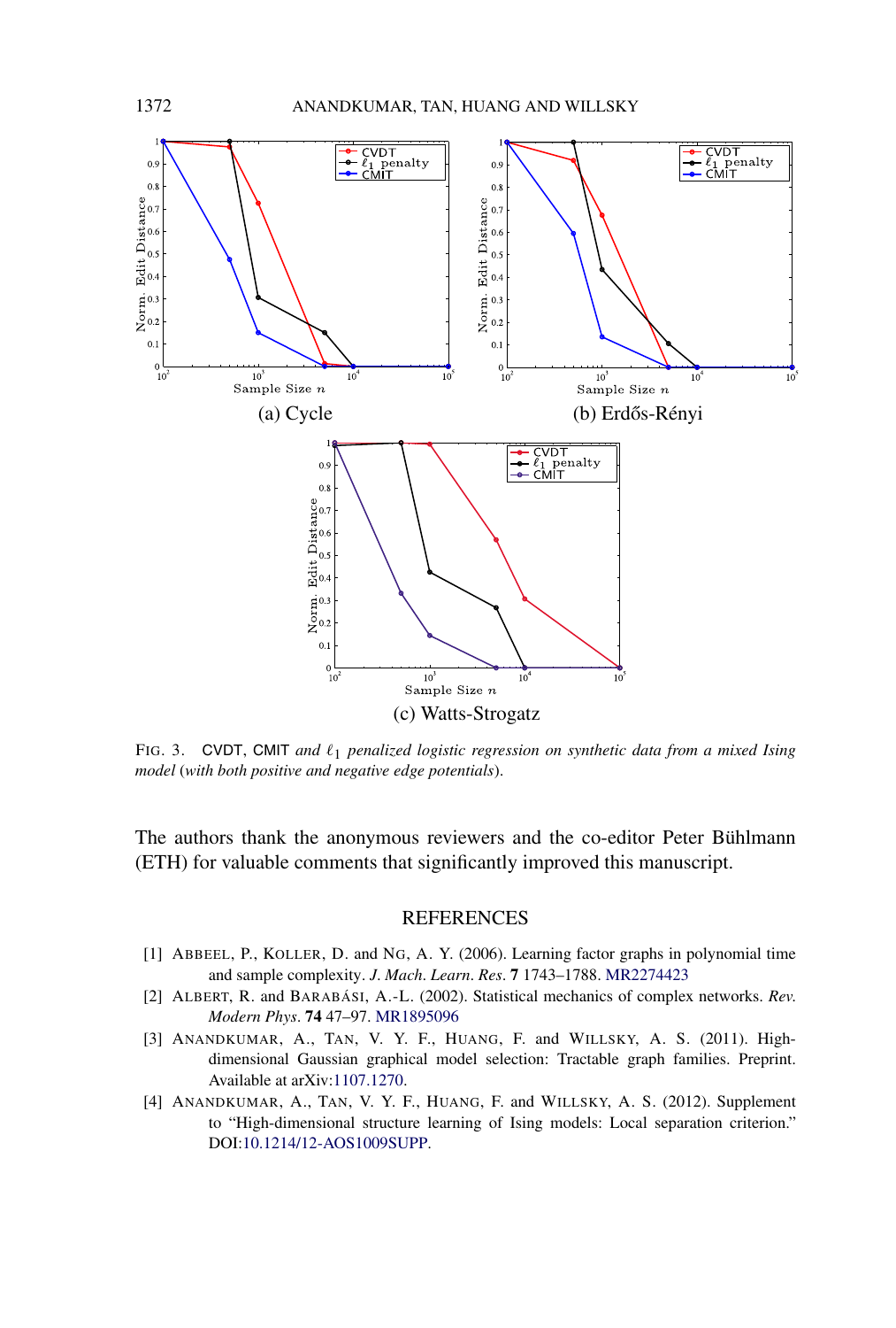(a) Cycle

(b) Erdős-Rényi

(c) Watts-Strogatz

FIG. 3. CVDT, CMIT *and* $\ell_1$ *penalized logistic regression on synthetic data from a mixed Ising model* (*with both positive and negative edge potentials*).

The authors thank the anonymous reviewers and the co-editor Peter Bühlmann (ETH) for valuable comments that significantly improved this manuscript.

## REFERENCES

[1] ABBEEL, P., KOLLER, D. and NG, A. Y. (2006). Learning factor graphs in polynomial time and sample complexity. *J. Mach. Learn. Res.* **7** 1743–1788. MR2274423

[2] ALBERT, R. and BARABÁSI, A.-L. (2002). Statistical mechanics of complex networks. *Rev. Modern Phys.* **74** 47–97. MR1895096

[3] ANANDKUMAR, A., TAN, V. Y. F., HUANG, F. and WILLSKY, A. S. (2011). High-dimensional Gaussian graphical model selection: Tractable graph families. Preprint. Available at arXiv:1107.1270.

[4] ANANDKUMAR, A., TAN, V. Y. F., HUANG, F. and WILLSKY, A. S. (2012). Supplement to "High-dimensional structure learning of Ising models: Local separation criterion." DOI:10.1214/12-AOS1009SUPP.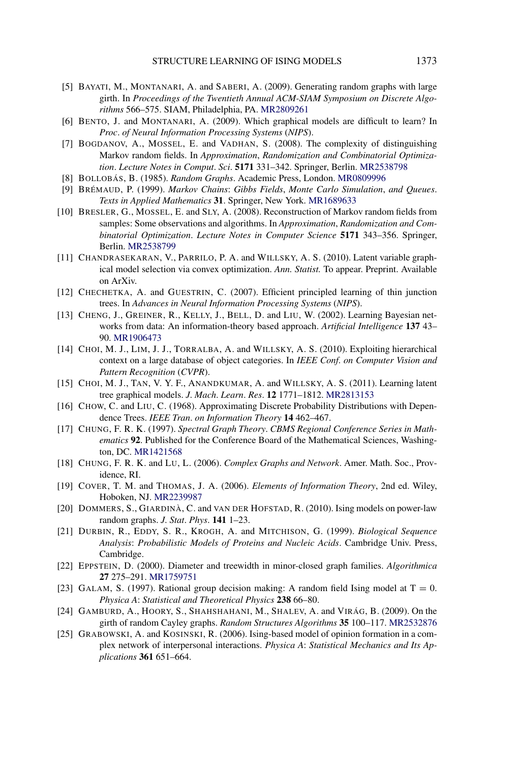[5] BAYATI, M., MONTANARI, A. and SABERI, A. (2009). Generating random graphs with large girth. In *Proceedings of the Twentieth Annual ACM-SIAM Symposium on Discrete Algorithms* 566–575. SIAM, Philadelphia, PA. MR2809261

[6] BENTO, J. and MONTANARI, A. (2009). Which graphical models are difficult to learn? In *Proc. of Neural Information Processing Systems* (*NIPS*).

[7] BOGDANOV, A., MOSSEL, E. and VADHAN, S. (2008). The complexity of distinguishing Markov random fields. In *Approximation*, *Randomization and Combinatorial Optimization*. *Lecture Notes in Comput. Sci.* **5171** 331–342. Springer, Berlin. MR2538798

[8] BOLLOBÁS, B. (1985). *Random Graphs*. Academic Press, London. MR0809996

[9] BRÉMAUD, P. (1999). *Markov Chains*: *Gibbs Fields*, *Monte Carlo Simulation*, *and Queues*. *Texts in Applied Mathematics* **31**. Springer, New York. MR1689633

[10] BRESLER, G., MOSSEL, E. and SLY, A. (2008). Reconstruction of Markov random fields from samples: Some observations and algorithms. In *Approximation*, *Randomization and Combinatorial Optimization*. *Lecture Notes in Computer Science* **5171** 343–356. Springer, Berlin. MR2538799

[11] CHANDRASEKARAN, V., PARRILO, P. A. and WILLSKY, A. S. (2010). Latent variable graphical model selection via convex optimization. *Ann. Statist.* To appear. Preprint. Available on ArXiv.

[12] CHECHETKA, A. and GUESTRIN, C. (2007). Efficient principled learning of thin junction trees. In *Advances in Neural Information Processing Systems* (*NIPS*).

[13] CHENG, J., GREINER, R., KELLY, J., BELL, D. and LIU, W. (2002). Learning Bayesian networks from data: An information-theory based approach. *Artificial Intelligence* **137** 43–90. MR1906473

[14] CHOI, M. J., LIM, J. J., TORRALBA, A. and WILLSKY, A. S. (2010). Exploiting hierarchical context on a large database of object categories. In *IEEE Conf. on Computer Vision and Pattern Recognition* (*CVPR*).

[15] CHOI, M. J., TAN, V. Y. F., ANANDKUMAR, A. and WILLSKY, A. S. (2011). Learning latent tree graphical models. *J. Mach. Learn. Res.* **12** 1771–1812. MR2813153

[16] CHOW, C. and LIU, C. (1968). Approximating Discrete Probability Distributions with Dependence Trees. *IEEE Tran. on Information Theory* **14** 462–467.

[17] CHUNG, F. R. K. (1997). *Spectral Graph Theory*. *CBMS Regional Conference Series in Mathematics* **92**. Published for the Conference Board of the Mathematical Sciences, Washington, DC. MR1421568

[18] CHUNG, F. R. K. and LU, L. (2006). *Complex Graphs and Network*. Amer. Math. Soc., Providence, RI.

[19] COVER, T. M. and THOMAS, J. A. (2006). *Elements of Information Theory*, 2nd ed. Wiley, Hoboken, NJ. MR2239987

[20] DOMMERS, S., GIARDINÀ, C. and VAN DER HOFSTAD, R. (2010). Ising models on power-law random graphs. *J. Stat. Phys.* **141** 1–23.

[21] DURBIN, R., EDDY, S. R., KROGH, A. and MITCHISON, G. (1999). *Biological Sequence Analysis*: *Probabilistic Models of Proteins and Nucleic Acids*. Cambridge Univ. Press, Cambridge.

[22] EPPSTEIN, D. (2000). Diameter and treewidth in minor-closed graph families. *Algorithmica* **27** 275–291. MR1759751

[23] GALAM, S. (1997). Rational group decision making: A random field Ising model at T = 0. *Physica A*: *Statistical and Theoretical Physics* **238** 66–80.

[24] GAMBURD, A., HOORY, S., SHAHSHAHANI, M., SHALEV, A. and VIRÁG, B. (2009). On the girth of random Cayley graphs. *Random Structures Algorithms* **35** 100–117. MR2532876

[25] GRABOWSKI, A. and KOSINSKI, R. (2006). Ising-based model of opinion formation in a complex network of interpersonal interactions. *Physica A*: *Statistical Mechanics and Its Applications* **361** 651–664.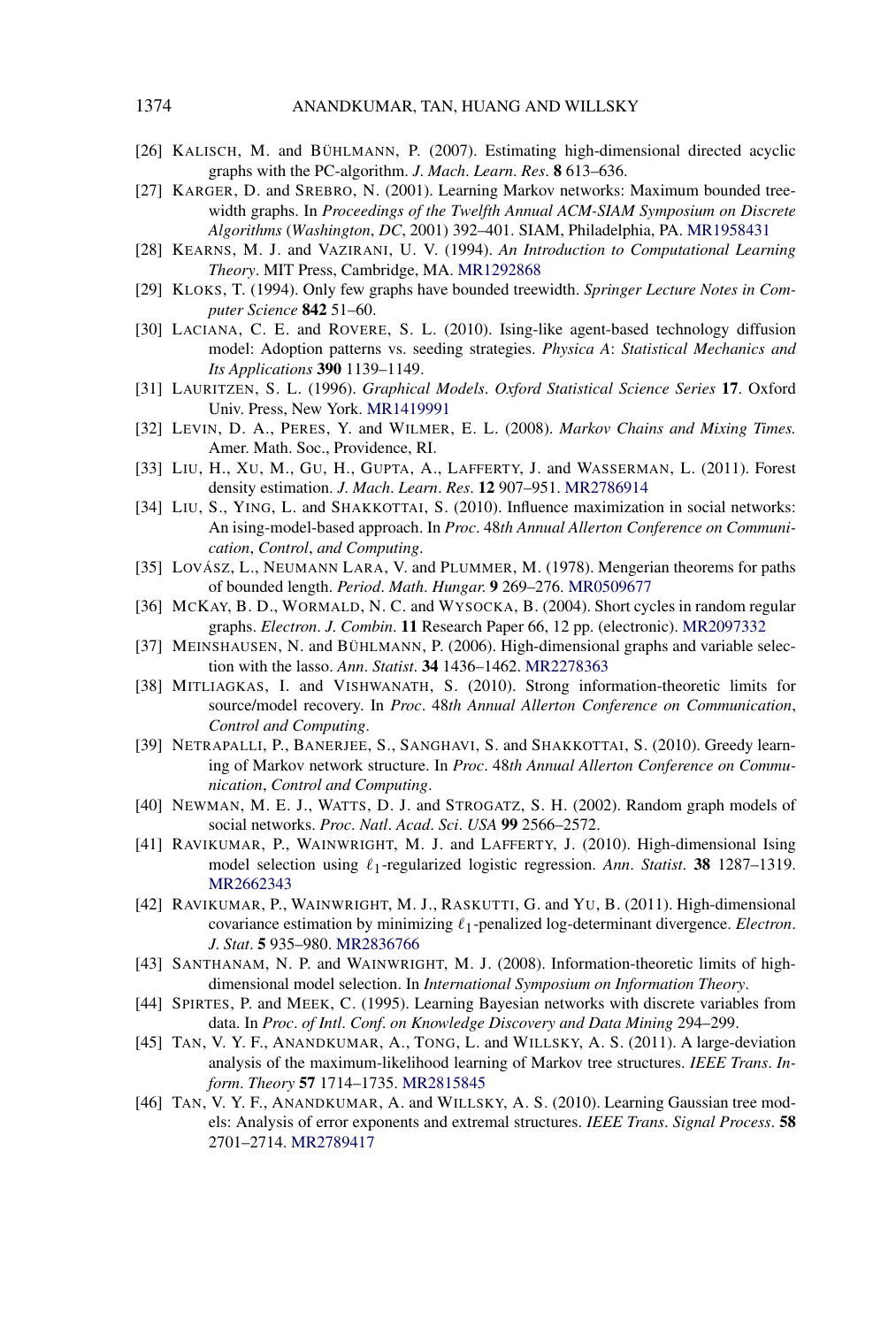[26] Kalisch, M. and Bühlmann, P. (2007). Estimating high-dimensional directed acyclic graphs with the PC-algorithm. *J. Mach. Learn. Res.* **8** 613–636.

[27] Karger, D. and Srebro, N. (2001). Learning Markov networks: Maximum bounded tree-width graphs. In *Proceedings of the Twelfth Annual ACM-SIAM Symposium on Discrete Algorithms* (*Washington*, *DC*, 2001) 392–401. SIAM, Philadelphia, PA. MR1958431

[28] Kearns, M. J. and Vazirani, U. V. (1994). *An Introduction to Computational Learning Theory*. MIT Press, Cambridge, MA. MR1292868

[29] Kloks, T. (1994). Only few graphs have bounded treewidth. *Springer Lecture Notes in Computer Science* **842** 51–60.

[30] Laciana, C. E. and Rovere, S. L. (2010). Ising-like agent-based technology diffusion model: Adoption patterns vs. seeding strategies. *Physica A*: *Statistical Mechanics and Its Applications* **390** 1139–1149.

[31] Lauritzen, S. L. (1996). *Graphical Models*. *Oxford Statistical Science Series* **17**. Oxford Univ. Press, New York. MR1419991

[32] Levin, D. A., Peres, Y. and Wilmer, E. L. (2008). *Markov Chains and Mixing Times.* Amer. Math. Soc., Providence, RI.

[33] Liu, H., Xu, M., Gu, H., Gupta, A., Lafferty, J. and Wasserman, L. (2011). Forest density estimation. *J. Mach. Learn. Res.* **12** 907–951. MR2786914

[34] Liu, S., Ying, L. and Shakkottai, S. (2010). Influence maximization in social networks: An ising-model-based approach. In *Proc.* 48*th Annual Allerton Conference on Communication*, *Control*, *and Computing*.

[35] Lovász, L., Neumann Lara, V. and Plummer, M. (1978). Mengerian theorems for paths of bounded length. *Period. Math. Hungar.* **9** 269–276. MR0509677

[36] McKay, B. D., Wormald, N. C. and Wysocka, B. (2004). Short cycles in random regular graphs. *Electron. J. Combin.* **11** Research Paper 66, 12 pp. (electronic). MR2097332

[37] Meinshausen, N. and Bühlmann, P. (2006). High-dimensional graphs and variable selection with the lasso. *Ann. Statist.* **34** 1436–1462. MR2278363

[38] Mitliagkas, I. and Vishwanath, S. (2010). Strong information-theoretic limits for source/model recovery. In *Proc.* 48*th Annual Allerton Conference on Communication*, *Control and Computing*.

[39] Netrapalli, P., Banerjee, S., Sanghavi, S. and Shakkottai, S. (2010). Greedy learning of Markov network structure. In *Proc.* 48*th Annual Allerton Conference on Communication*, *Control and Computing*.

[40] Newman, M. E. J., Watts, D. J. and Strogatz, S. H. (2002). Random graph models of social networks. *Proc. Natl. Acad. Sci. USA* **99** 2566–2572.

[41] Ravikumar, P., Wainwright, M. J. and Lafferty, J. (2010). High-dimensional Ising model selection using $\ell_1$-regularized logistic regression. *Ann. Statist.* **38** 1287–1319. MR2662343

[42] Ravikumar, P., Wainwright, M. J., Raskutti, G. and Yu, B. (2011). High-dimensional covariance estimation by minimizing $\ell_1$-penalized log-determinant divergence. *Electron. J. Stat.* **5** 935–980. MR2836766

[43] Santhanam, N. P. and Wainwright, M. J. (2008). Information-theoretic limits of high-dimensional model selection. In *International Symposium on Information Theory*.

[44] Spirtes, P. and Meek, C. (1995). Learning Bayesian networks with discrete variables from data. In *Proc. of Intl. Conf. on Knowledge Discovery and Data Mining* 294–299.

[45] Tan, V. Y. F., Anandkumar, A., Tong, L. and Willsky, A. S. (2011). A large-deviation analysis of the maximum-likelihood learning of Markov tree structures. *IEEE Trans. Inform. Theory* **57** 1714–1735. MR2815845

[46] Tan, V. Y. F., Anandkumar, A. and Willsky, A. S. (2010). Learning Gaussian tree models: Analysis of error exponents and extremal structures. *IEEE Trans. Signal Process.* **58** 2701–2714. MR2789417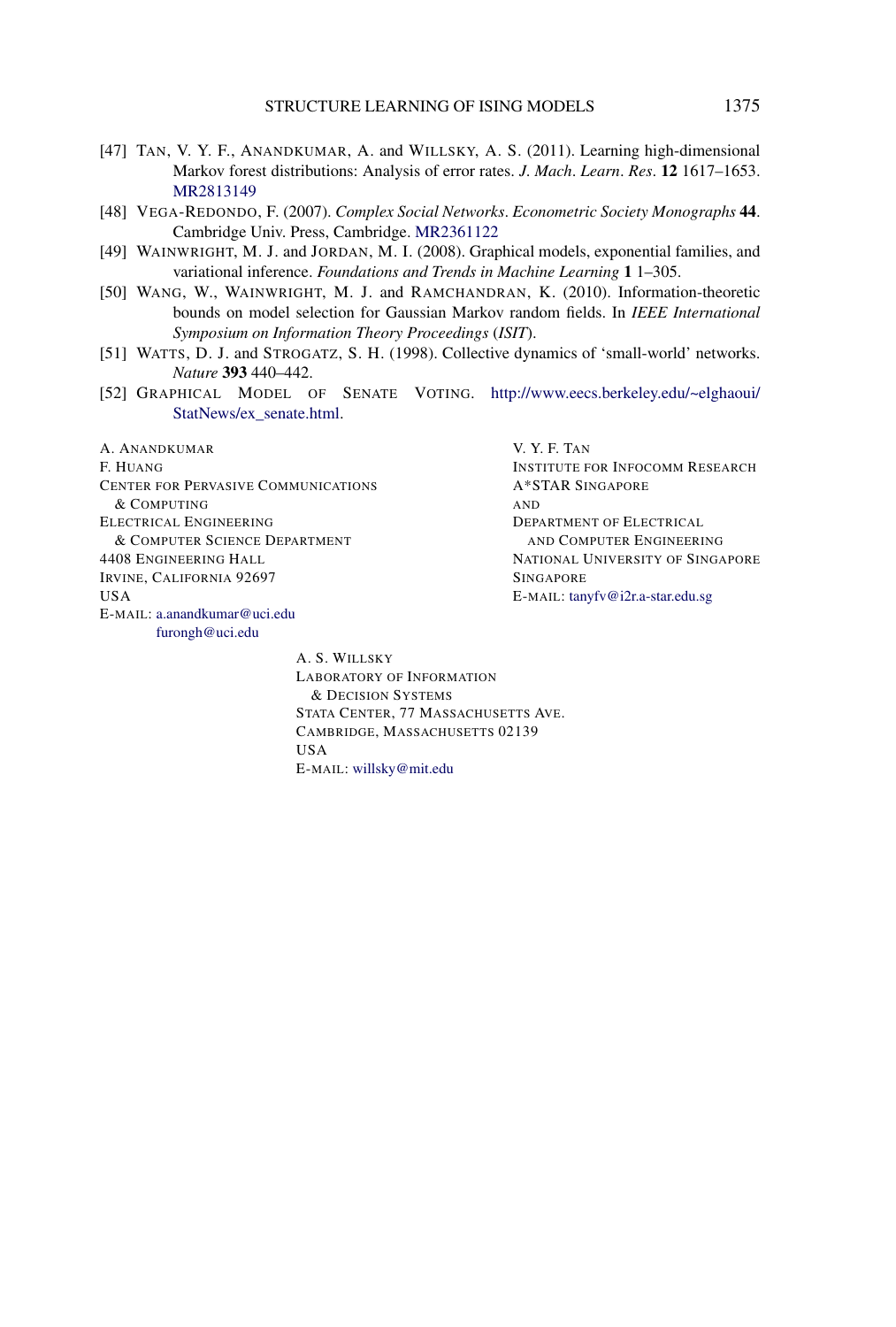[47] Tan, V. Y. F., Anandkumar, A. and Willsky, A. S. (2011). Learning high-dimensional Markov forest distributions: Analysis of error rates. *J. Mach. Learn. Res.* **12** 1617–1653. MR2813149

[48] Vega-Redondo, F. (2007). *Complex Social Networks. Econometric Society Monographs* **44**. Cambridge Univ. Press, Cambridge. MR2361122

[49] Wainwright, M. J. and Jordan, M. I. (2008). Graphical models, exponential families, and variational inference. *Foundations and Trends in Machine Learning* **1** 1–305.

[50] Wang, W., Wainwright, M. J. and Ramchandran, K. (2010). Information-theoretic bounds on model selection for Gaussian Markov random fields. In *IEEE International Symposium on Information Theory Proceedings* (*ISIT*).

[51] Watts, D. J. and Strogatz, S. H. (1998). Collective dynamics of 'small-world' networks. *Nature* **393** 440–442.

[52] Graphical Model of Senate Voting. http://www.eecs.berkeley.edu/~elghaoui/StatNews/ex_senate.html.

A. Anandkumar
F. Huang
Center for Pervasive Communications
& Computing
Electrical Engineering
& Computer Science Department
4408 Engineering Hall
Irvine, California 92697
USA
E-mail: a.anandkumar@uci.edu
furongh@uci.edu

V. Y. F. Tan
Institute for Infocomm Research
A*STAR Singapore
and
Department of Electrical
and Computer Engineering
National University of Singapore
Singapore
E-mail: tanyfv@i2r.a-star.edu.sg

A. S. Willsky
Laboratory of Information
& Decision Systems
Stata Center, 77 Massachusetts Ave.
Cambridge, Massachusetts 02139
USA
E-mail: willsky@mit.edu